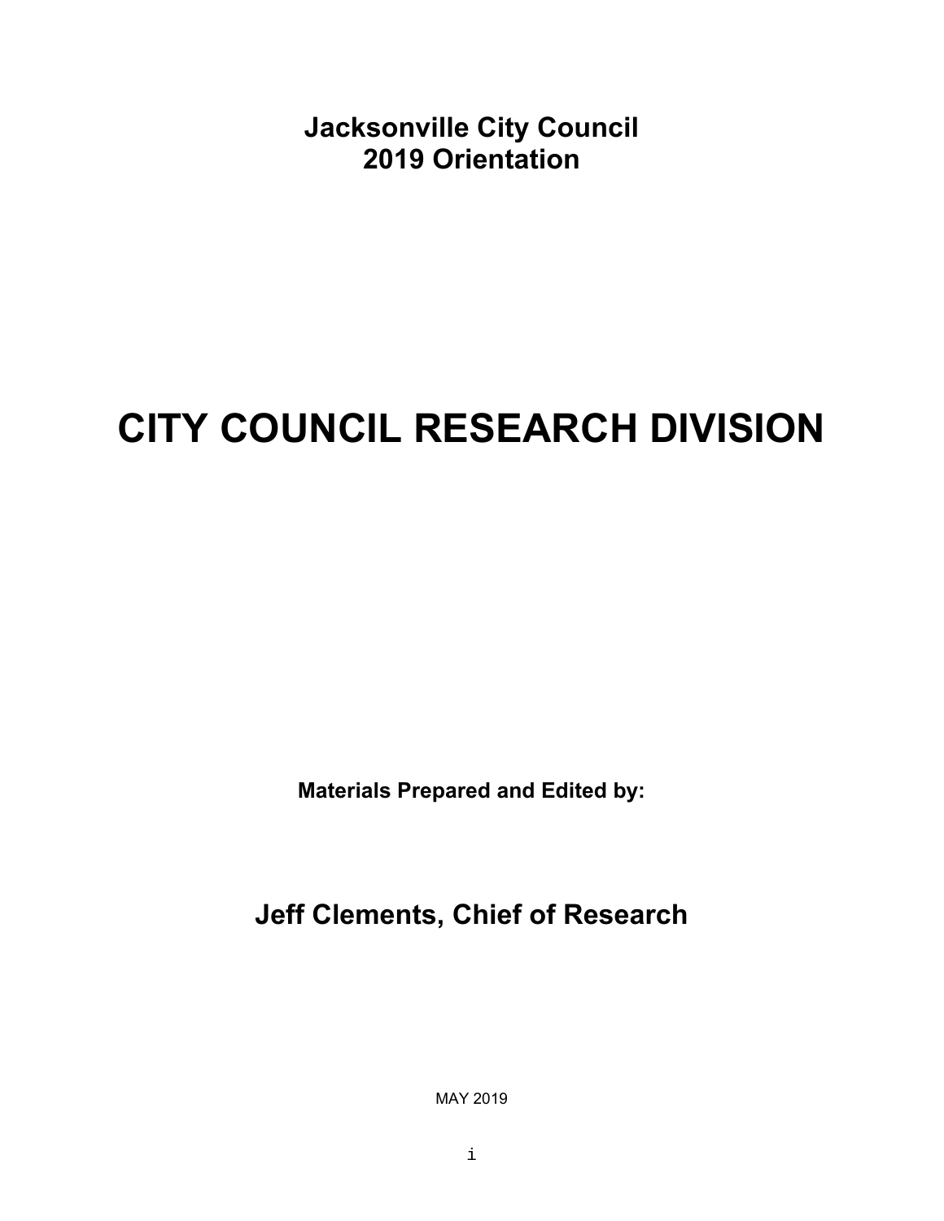**Jacksonville City Council**
**2019 Orientation**

# CITY COUNCIL RESEARCH DIVISION

**Materials Prepared and Edited by:**

## Jeff Clements, Chief of Research

MAY 2019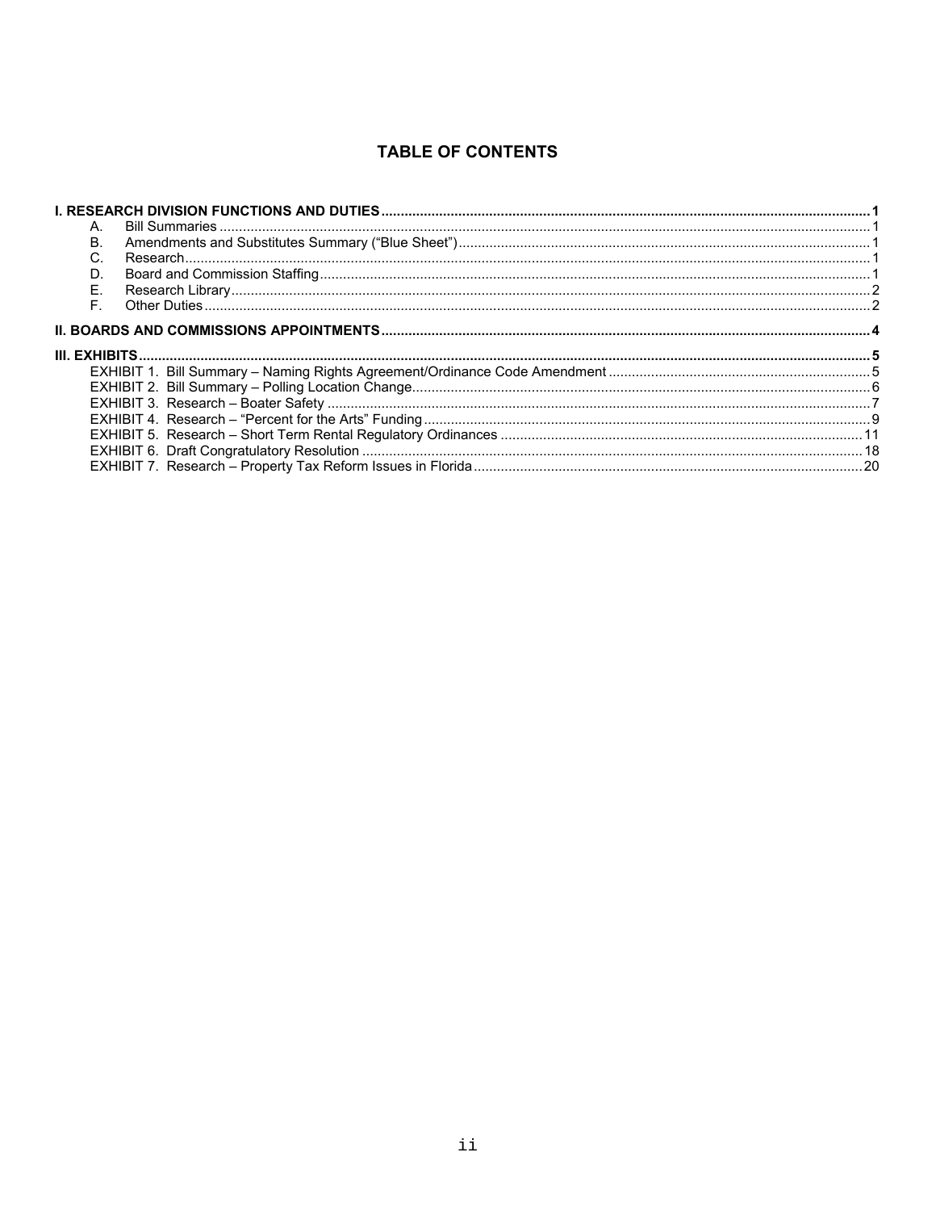# TABLE OF CONTENTS

**I. RESEARCH DIVISION FUNCTIONS AND DUTIES** ..... 1

- A. Bill Summaries ..... 1
- B. Amendments and Substitutes Summary ("Blue Sheet") ..... 1
- C. Research ..... 1
- D. Board and Commission Staffing ..... 1
- E. Research Library ..... 2
- F. Other Duties ..... 2

**II. BOARDS AND COMMISSIONS APPOINTMENTS** ..... 4

**III. EXHIBITS** ..... 5

- EXHIBIT 1. Bill Summary – Naming Rights Agreement/Ordinance Code Amendment ..... 5
- EXHIBIT 2. Bill Summary – Polling Location Change ..... 6
- EXHIBIT 3. Research – Boater Safety ..... 7
- EXHIBIT 4. Research – "Percent for the Arts" Funding ..... 9
- EXHIBIT 5. Research – Short Term Rental Regulatory Ordinances ..... 11
- EXHIBIT 6. Draft Congratulatory Resolution ..... 18
- EXHIBIT 7. Research – Property Tax Reform Issues in Florida ..... 20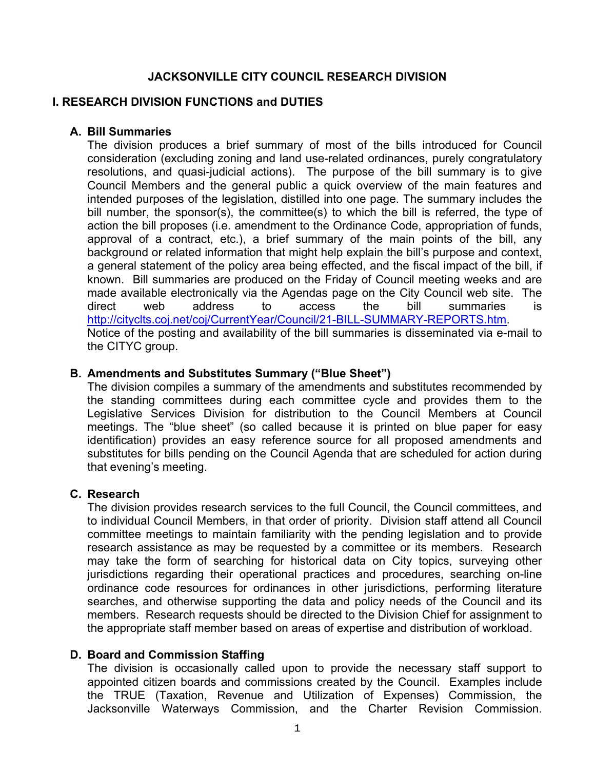# JACKSONVILLE CITY COUNCIL RESEARCH DIVISION

## I. RESEARCH DIVISION FUNCTIONS and DUTIES

### A. Bill Summaries

The division produces a brief summary of most of the bills introduced for Council consideration (excluding zoning and land use-related ordinances, purely congratulatory resolutions, and quasi-judicial actions). The purpose of the bill summary is to give Council Members and the general public a quick overview of the main features and intended purposes of the legislation, distilled into one page. The summary includes the bill number, the sponsor(s), the committee(s) to which the bill is referred, the type of action the bill proposes (i.e. amendment to the Ordinance Code, appropriation of funds, approval of a contract, etc.), a brief summary of the main points of the bill, any background or related information that might help explain the bill's purpose and context, a general statement of the policy area being effected, and the fiscal impact of the bill, if known. Bill summaries are produced on the Friday of Council meeting weeks and are made available electronically via the Agendas page on the City Council web site. The direct web address to access the bill summaries is http://cityclts.coj.net/coj/CurrentYear/Council/21-BILL-SUMMARY-REPORTS.htm. Notice of the posting and availability of the bill summaries is disseminated via e-mail to the CITYC group.

### B. Amendments and Substitutes Summary ("Blue Sheet")

The division compiles a summary of the amendments and substitutes recommended by the standing committees during each committee cycle and provides them to the Legislative Services Division for distribution to the Council Members at Council meetings. The "blue sheet" (so called because it is printed on blue paper for easy identification) provides an easy reference source for all proposed amendments and substitutes for bills pending on the Council Agenda that are scheduled for action during that evening's meeting.

### C. Research

The division provides research services to the full Council, the Council committees, and to individual Council Members, in that order of priority. Division staff attend all Council committee meetings to maintain familiarity with the pending legislation and to provide research assistance as may be requested by a committee or its members. Research may take the form of searching for historical data on City topics, surveying other jurisdictions regarding their operational practices and procedures, searching on-line ordinance code resources for ordinances in other jurisdictions, performing literature searches, and otherwise supporting the data and policy needs of the Council and its members. Research requests should be directed to the Division Chief for assignment to the appropriate staff member based on areas of expertise and distribution of workload.

### D. Board and Commission Staffing

The division is occasionally called upon to provide the necessary staff support to appointed citizen boards and commissions created by the Council. Examples include the TRUE (Taxation, Revenue and Utilization of Expenses) Commission, the Jacksonville Waterways Commission, and the Charter Revision Commission.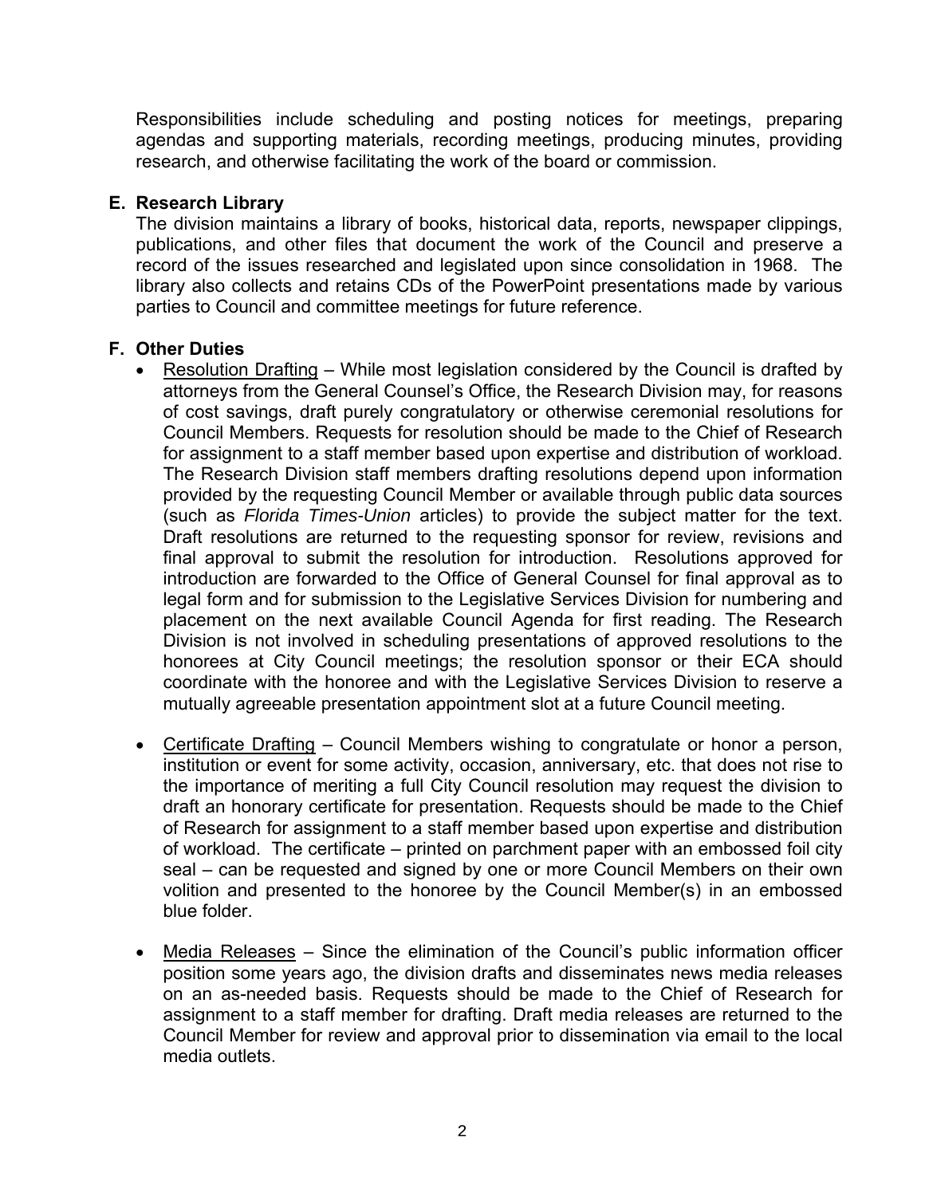Responsibilities include scheduling and posting notices for meetings, preparing agendas and supporting materials, recording meetings, producing minutes, providing research, and otherwise facilitating the work of the board or commission.

**E. Research Library**

The division maintains a library of books, historical data, reports, newspaper clippings, publications, and other files that document the work of the Council and preserve a record of the issues researched and legislated upon since consolidation in 1968. The library also collects and retains CDs of the PowerPoint presentations made by various parties to Council and committee meetings for future reference.

**F. Other Duties**

- Resolution Drafting – While most legislation considered by the Council is drafted by attorneys from the General Counsel's Office, the Research Division may, for reasons of cost savings, draft purely congratulatory or otherwise ceremonial resolutions for Council Members. Requests for resolution should be made to the Chief of Research for assignment to a staff member based upon expertise and distribution of workload. The Research Division staff members drafting resolutions depend upon information provided by the requesting Council Member or available through public data sources (such as *Florida Times-Union* articles) to provide the subject matter for the text. Draft resolutions are returned to the requesting sponsor for review, revisions and final approval to submit the resolution for introduction. Resolutions approved for introduction are forwarded to the Office of General Counsel for final approval as to legal form and for submission to the Legislative Services Division for numbering and placement on the next available Council Agenda for first reading. The Research Division is not involved in scheduling presentations of approved resolutions to the honorees at City Council meetings; the resolution sponsor or their ECA should coordinate with the honoree and with the Legislative Services Division to reserve a mutually agreeable presentation appointment slot at a future Council meeting.

- Certificate Drafting – Council Members wishing to congratulate or honor a person, institution or event for some activity, occasion, anniversary, etc. that does not rise to the importance of meriting a full City Council resolution may request the division to draft an honorary certificate for presentation. Requests should be made to the Chief of Research for assignment to a staff member based upon expertise and distribution of workload. The certificate – printed on parchment paper with an embossed foil city seal – can be requested and signed by one or more Council Members on their own volition and presented to the honoree by the Council Member(s) in an embossed blue folder.

- Media Releases – Since the elimination of the Council's public information officer position some years ago, the division drafts and disseminates news media releases on an as-needed basis. Requests should be made to the Chief of Research for assignment to a staff member for drafting. Draft media releases are returned to the Council Member for review and approval prior to dissemination via email to the local media outlets.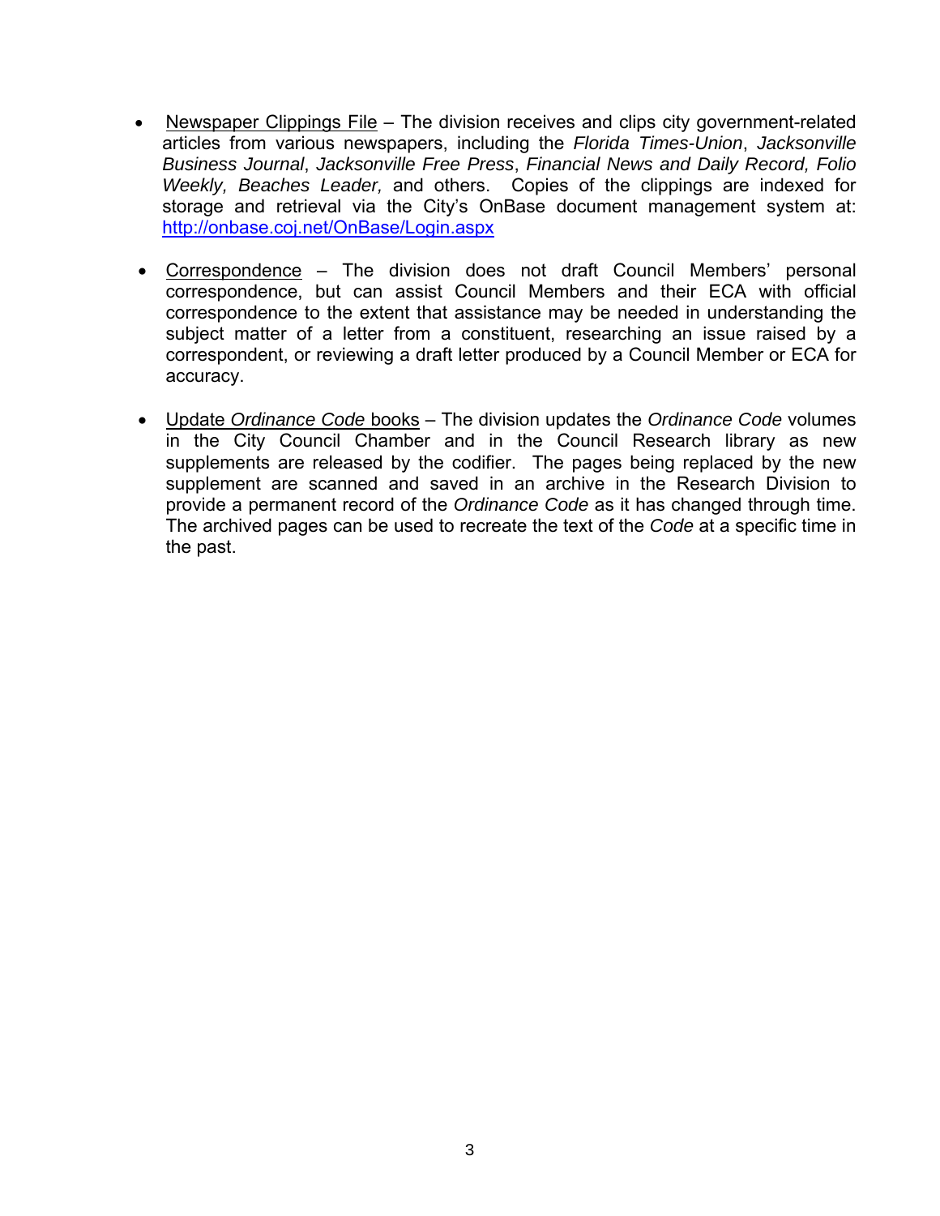- Newspaper Clippings File – The division receives and clips city government-related articles from various newspapers, including the *Florida Times-Union*, *Jacksonville Business Journal*, *Jacksonville Free Press*, *Financial News and Daily Record, Folio Weekly, Beaches Leader,* and others. Copies of the clippings are indexed for storage and retrieval via the City's OnBase document management system at: [http://onbase.coj.net/OnBase/Login.aspx](http://onbase.coj.net/OnBase/Login.aspx)

- Correspondence – The division does not draft Council Members' personal correspondence, but can assist Council Members and their ECA with official correspondence to the extent that assistance may be needed in understanding the subject matter of a letter from a constituent, researching an issue raised by a correspondent, or reviewing a draft letter produced by a Council Member or ECA for accuracy.

- Update *Ordinance Code* books – The division updates the *Ordinance Code* volumes in the City Council Chamber and in the Council Research library as new supplements are released by the codifier. The pages being replaced by the new supplement are scanned and saved in an archive in the Research Division to provide a permanent record of the *Ordinance Code* as it has changed through time. The archived pages can be used to recreate the text of the *Code* at a specific time in the past.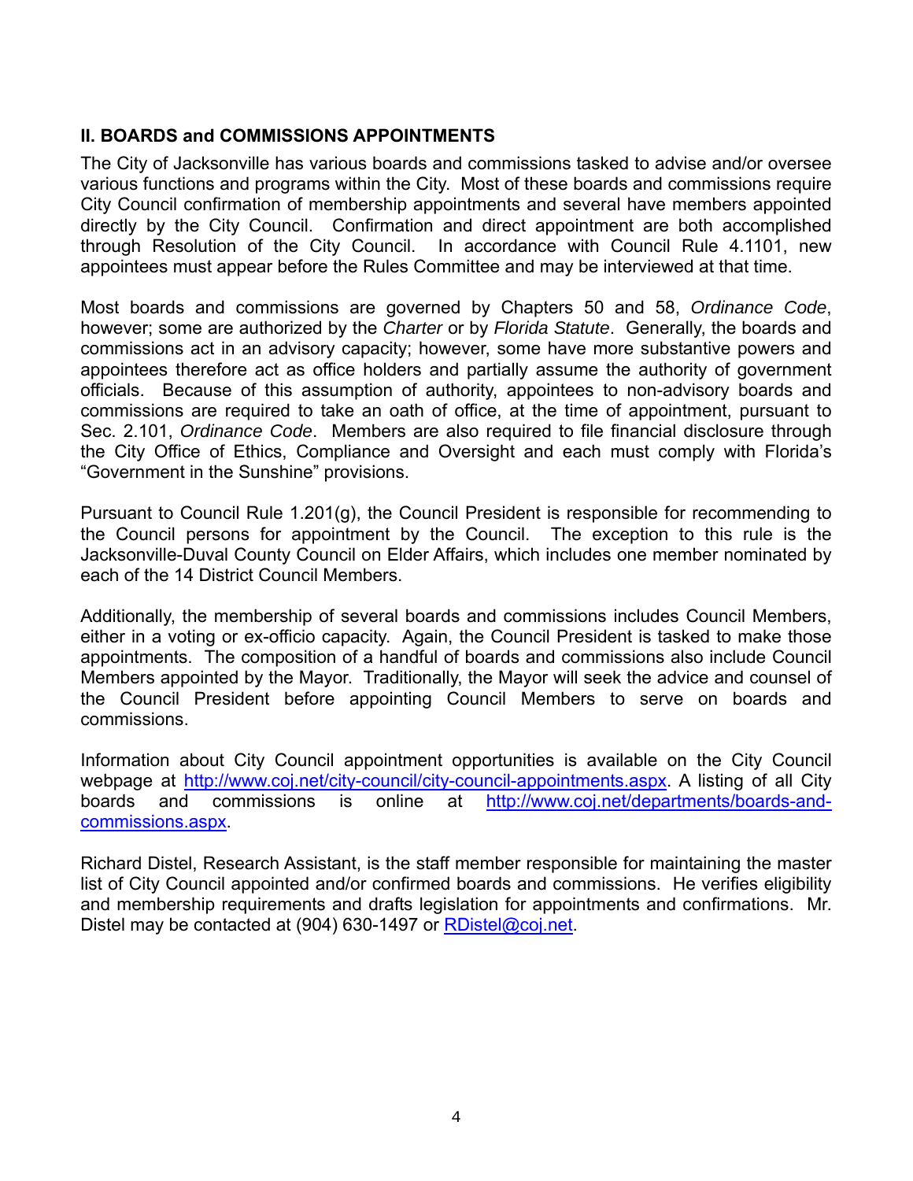## II. BOARDS and COMMISSIONS APPOINTMENTS

The City of Jacksonville has various boards and commissions tasked to advise and/or oversee various functions and programs within the City. Most of these boards and commissions require City Council confirmation of membership appointments and several have members appointed directly by the City Council. Confirmation and direct appointment are both accomplished through Resolution of the City Council. In accordance with Council Rule 4.1101, new appointees must appear before the Rules Committee and may be interviewed at that time.

Most boards and commissions are governed by Chapters 50 and 58, *Ordinance Code*, however; some are authorized by the *Charter* or by *Florida Statute*. Generally, the boards and commissions act in an advisory capacity; however, some have more substantive powers and appointees therefore act as office holders and partially assume the authority of government officials. Because of this assumption of authority, appointees to non-advisory boards and commissions are required to take an oath of office, at the time of appointment, pursuant to Sec. 2.101, *Ordinance Code*. Members are also required to file financial disclosure through the City Office of Ethics, Compliance and Oversight and each must comply with Florida's "Government in the Sunshine" provisions.

Pursuant to Council Rule 1.201(g), the Council President is responsible for recommending to the Council persons for appointment by the Council. The exception to this rule is the Jacksonville-Duval County Council on Elder Affairs, which includes one member nominated by each of the 14 District Council Members.

Additionally, the membership of several boards and commissions includes Council Members, either in a voting or ex-officio capacity. Again, the Council President is tasked to make those appointments. The composition of a handful of boards and commissions also include Council Members appointed by the Mayor. Traditionally, the Mayor will seek the advice and counsel of the Council President before appointing Council Members to serve on boards and commissions.

Information about City Council appointment opportunities is available on the City Council webpage at http://www.coj.net/city-council/city-council-appointments.aspx. A listing of all City boards and commissions is online at http://www.coj.net/departments/boards-and-commissions.aspx.

Richard Distel, Research Assistant, is the staff member responsible for maintaining the master list of City Council appointed and/or confirmed boards and commissions. He verifies eligibility and membership requirements and drafts legislation for appointments and confirmations. Mr. Distel may be contacted at (904) 630-1497 or RDistel@coj.net.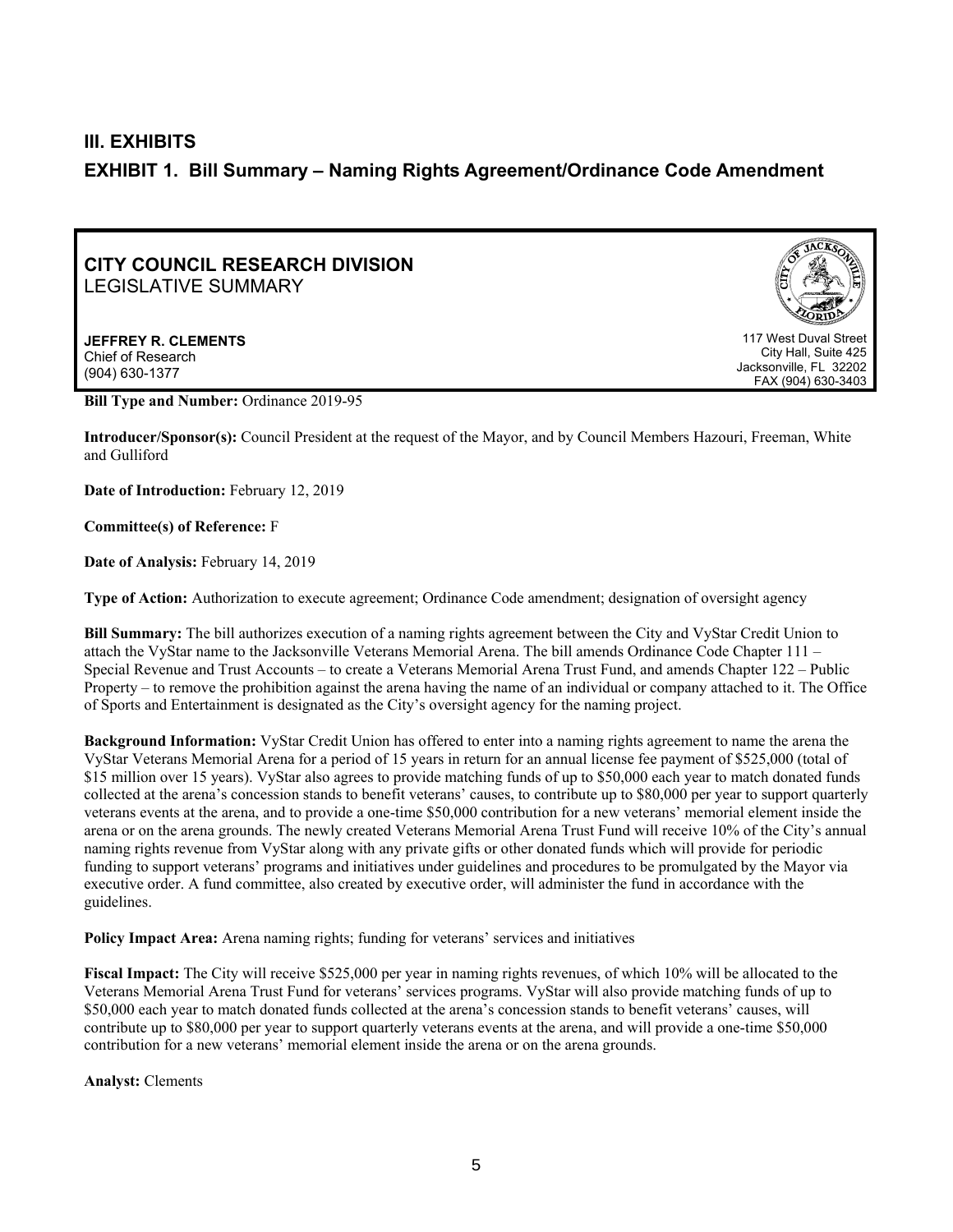## III. EXHIBITS

## EXHIBIT 1. Bill Summary – Naming Rights Agreement/Ordinance Code Amendment

**CITY COUNCIL RESEARCH DIVISION**
LEGISLATIVE SUMMARY

**JEFFREY R. CLEMENTS**
Chief of Research
(904) 630-1377

117 West Duval Street
City Hall, Suite 425
Jacksonville, FL 32202
FAX (904) 630-3403

**Bill Type and Number:** Ordinance 2019-95

**Introducer/Sponsor(s):** Council President at the request of the Mayor, and by Council Members Hazouri, Freeman, White and Gulliford

**Date of Introduction:** February 12, 2019

**Committee(s) of Reference:** F

**Date of Analysis:** February 14, 2019

**Type of Action:** Authorization to execute agreement; Ordinance Code amendment; designation of oversight agency

**Bill Summary:** The bill authorizes execution of a naming rights agreement between the City and VyStar Credit Union to attach the VyStar name to the Jacksonville Veterans Memorial Arena. The bill amends Ordinance Code Chapter 111 – Special Revenue and Trust Accounts – to create a Veterans Memorial Arena Trust Fund, and amends Chapter 122 – Public Property – to remove the prohibition against the arena having the name of an individual or company attached to it. The Office of Sports and Entertainment is designated as the City's oversight agency for the naming project.

**Background Information:** VyStar Credit Union has offered to enter into a naming rights agreement to name the arena the VyStar Veterans Memorial Arena for a period of 15 years in return for an annual license fee payment of $525,000 (total of $15 million over 15 years). VyStar also agrees to provide matching funds of up to $50,000 each year to match donated funds collected at the arena's concession stands to benefit veterans' causes, to contribute up to $80,000 per year to support quarterly veterans events at the arena, and to provide a one-time $50,000 contribution for a new veterans' memorial element inside the arena or on the arena grounds. The newly created Veterans Memorial Arena Trust Fund will receive 10% of the City's annual naming rights revenue from VyStar along with any private gifts or other donated funds which will provide for periodic funding to support veterans' programs and initiatives under guidelines and procedures to be promulgated by the Mayor via executive order. A fund committee, also created by executive order, will administer the fund in accordance with the guidelines.

**Policy Impact Area:** Arena naming rights; funding for veterans' services and initiatives

**Fiscal Impact:** The City will receive $525,000 per year in naming rights revenues, of which 10% will be allocated to the Veterans Memorial Arena Trust Fund for veterans' services programs. VyStar will also provide matching funds of up to $50,000 each year to match donated funds collected at the arena's concession stands to benefit veterans' causes, will contribute up to $80,000 per year to support quarterly veterans events at the arena, and will provide a one-time $50,000 contribution for a new veterans' memorial element inside the arena or on the arena grounds.

**Analyst:** Clements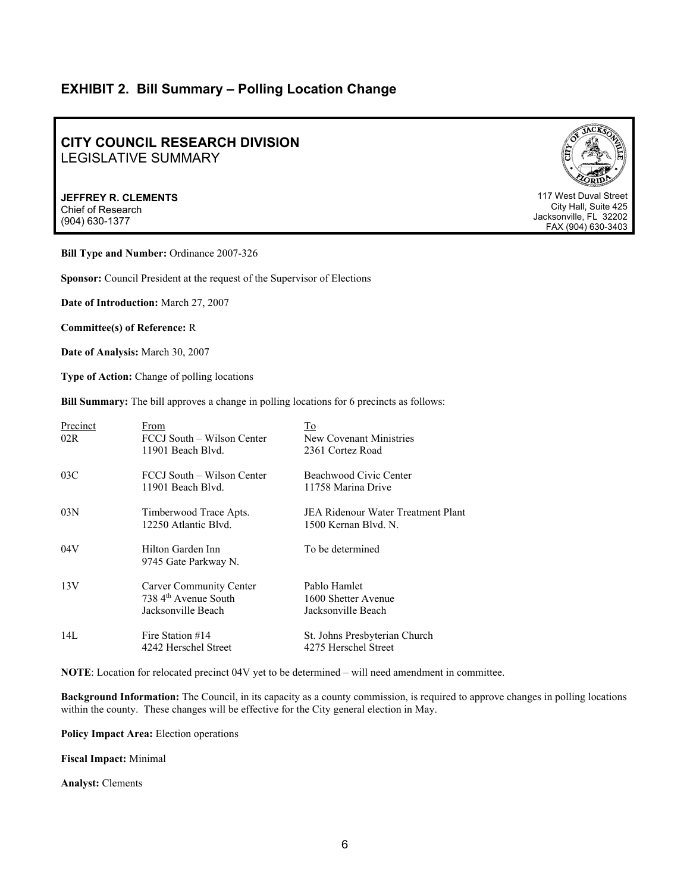## EXHIBIT 2. Bill Summary – Polling Location Change

**CITY COUNCIL RESEARCH DIVISION**
LEGISLATIVE SUMMARY

**JEFFREY R. CLEMENTS**
Chief of Research
(904) 630-1377

117 West Duval Street
City Hall, Suite 425
Jacksonville, FL 32202
FAX (904) 630-3403

**Bill Type and Number:** Ordinance 2007-326

**Sponsor:** Council President at the request of the Supervisor of Elections

**Date of Introduction:** March 27, 2007

**Committee(s) of Reference:** R

**Date of Analysis:** March 30, 2007

**Type of Action:** Change of polling locations

**Bill Summary:** The bill approves a change in polling locations for 6 precincts as follows:

| Precinct | From | To |
|---|---|---|
| 02R | FCCJ South – Wilson Center<br>11901 Beach Blvd. | New Covenant Ministries<br>2361 Cortez Road |
| 03C | FCCJ South – Wilson Center<br>11901 Beach Blvd. | Beachwood Civic Center<br>11758 Marina Drive |
| 03N | Timberwood Trace Apts.<br>12250 Atlantic Blvd. | JEA Ridenour Water Treatment Plant<br>1500 Kernan Blvd. N. |
| 04V | Hilton Garden Inn<br>9745 Gate Parkway N. | To be determined |
| 13V | Carver Community Center<br>738 4th Avenue South<br>Jacksonville Beach | Pablo Hamlet<br>1600 Shetter Avenue<br>Jacksonville Beach |
| 14L | Fire Station #14<br>4242 Herschel Street | St. Johns Presbyterian Church<br>4275 Herschel Street |

**NOTE**: Location for relocated precinct 04V yet to be determined – will need amendment in committee.

**Background Information:** The Council, in its capacity as a county commission, is required to approve changes in polling locations within the county. These changes will be effective for the City general election in May.

**Policy Impact Area:** Election operations

**Fiscal Impact:** Minimal

**Analyst:** Clements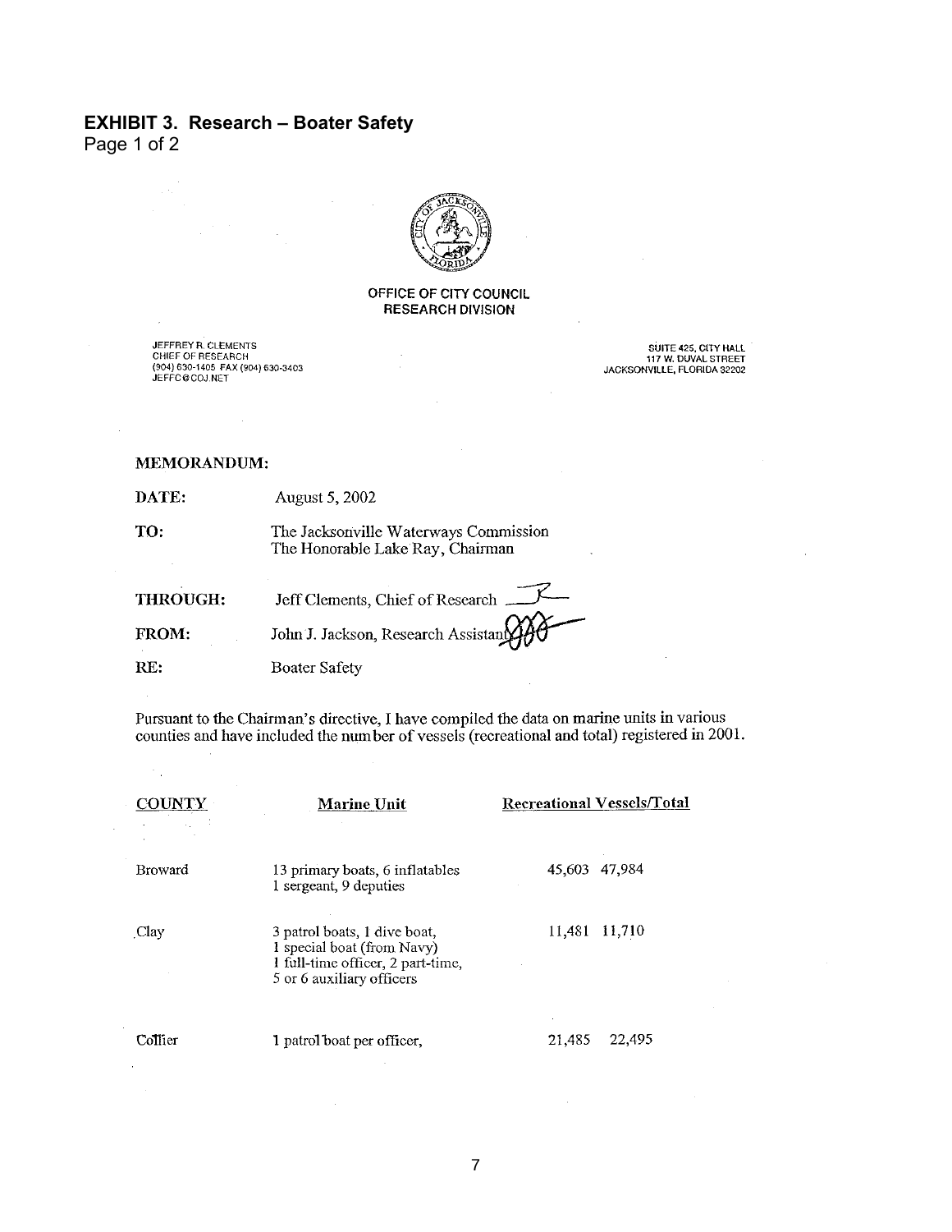## EXHIBIT 3. Research – Boater Safety

Page 1 of 2

OFFICE OF CITY COUNCIL
RESEARCH DIVISION

JEFFREY R. CLEMENTS
CHIEF OF RESEARCH
(904) 630-1405 FAX (904) 630-3403
JEFFC@COJ.NET

SUITE 425, CITY HALL
117 W. DUVAL STREET
JACKSONVILLE, FLORIDA 32202

**MEMORANDUM:**

**DATE:** August 5, 2002

**TO:** The Jacksonville Waterways Commission
The Honorable Lake Ray, Chairman

**THROUGH:** Jeff Clements, Chief of Research

**FROM:** John J. Jackson, Research Assistant

**RE:** Boater Safety

Pursuant to the Chairman's directive, I have compiled the data on marine units in various counties and have included the number of vessels (recreational and total) registered in 2001.

| COUNTY | Marine Unit | Recreational Vessels/Total | |
|---|---|---|---|
| Broward | 13 primary boats, 6 inflatables<br>1 sergeant, 9 deputies | 45,603 | 47,984 |
| Clay | 3 patrol boats, 1 dive boat,<br>1 special boat (from Navy)<br>1 full-time officer, 2 part-time,<br>5 or 6 auxiliary officers | 11,481 | 11,710 |
| Collier | 1 patrol boat per officer, | 21,485 | 22,495 |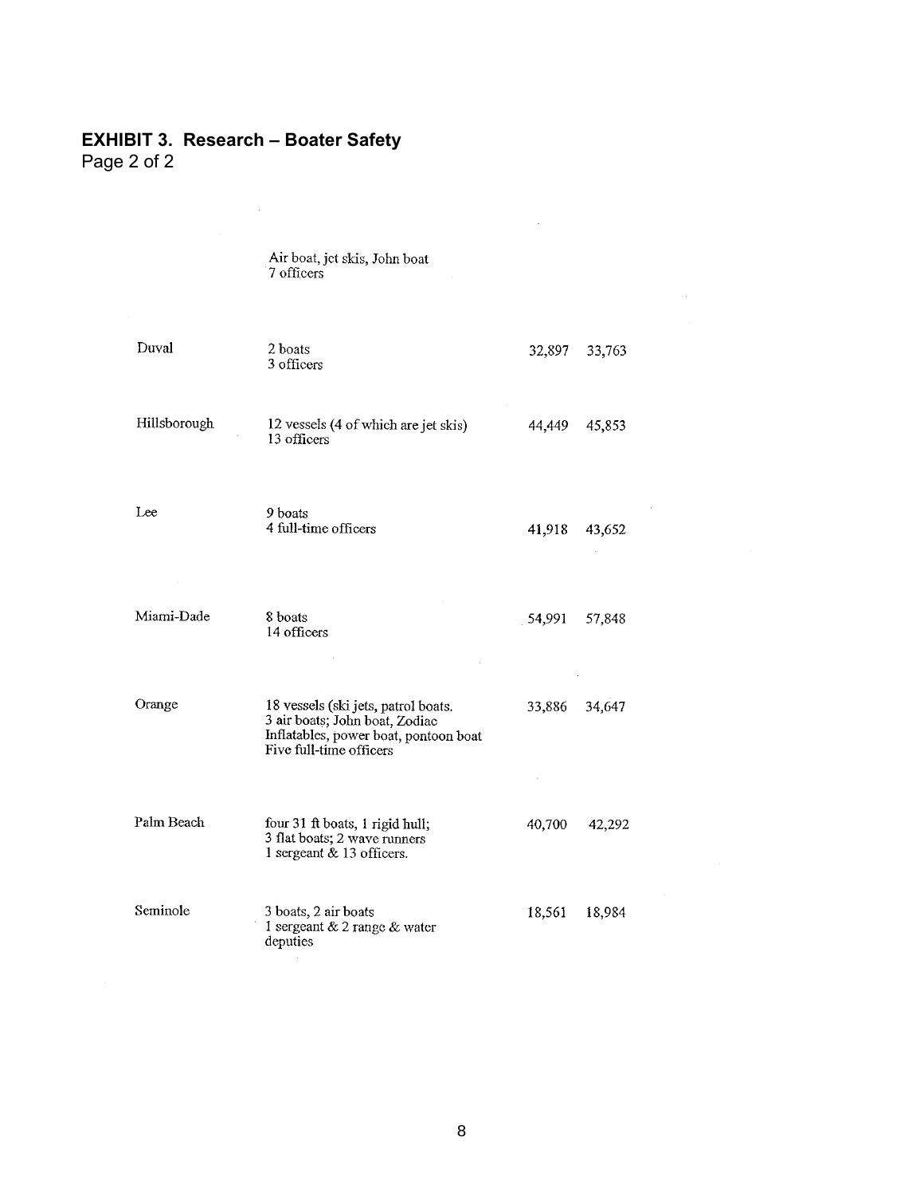## EXHIBIT 3. Research – Boater Safety

Page 2 of 2

| | | | |
|---|---|---|---|
| | Air boat, jet skis, John boat<br>7 officers | | |
| Duval | 2 boats<br>3 officers | 32,897 | 33,763 |
| Hillsborough | 12 vessels (4 of which are jet skis)<br>13 officers | 44,449 | 45,853 |
| Lee | 9 boats<br>4 full-time officers | 41,918 | 43,652 |
| Miami-Dade | 8 boats<br>14 officers | 54,991 | 57,848 |
| Orange | 18 vessels (ski jets, patrol boats.<br>3 air boats; John boat, Zodiac<br>Inflatables, power boat, pontoon boat<br>Five full-time officers | 33,886 | 34,647 |
| Palm Beach | four 31 ft boats, 1 rigid hull;<br>3 flat boats; 2 wave runners<br>1 sergeant & 13 officers. | 40,700 | 42,292 |
| Seminole | 3 boats, 2 air boats<br>1 sergeant & 2 range & water<br>deputies | 18,561 | 18,984 |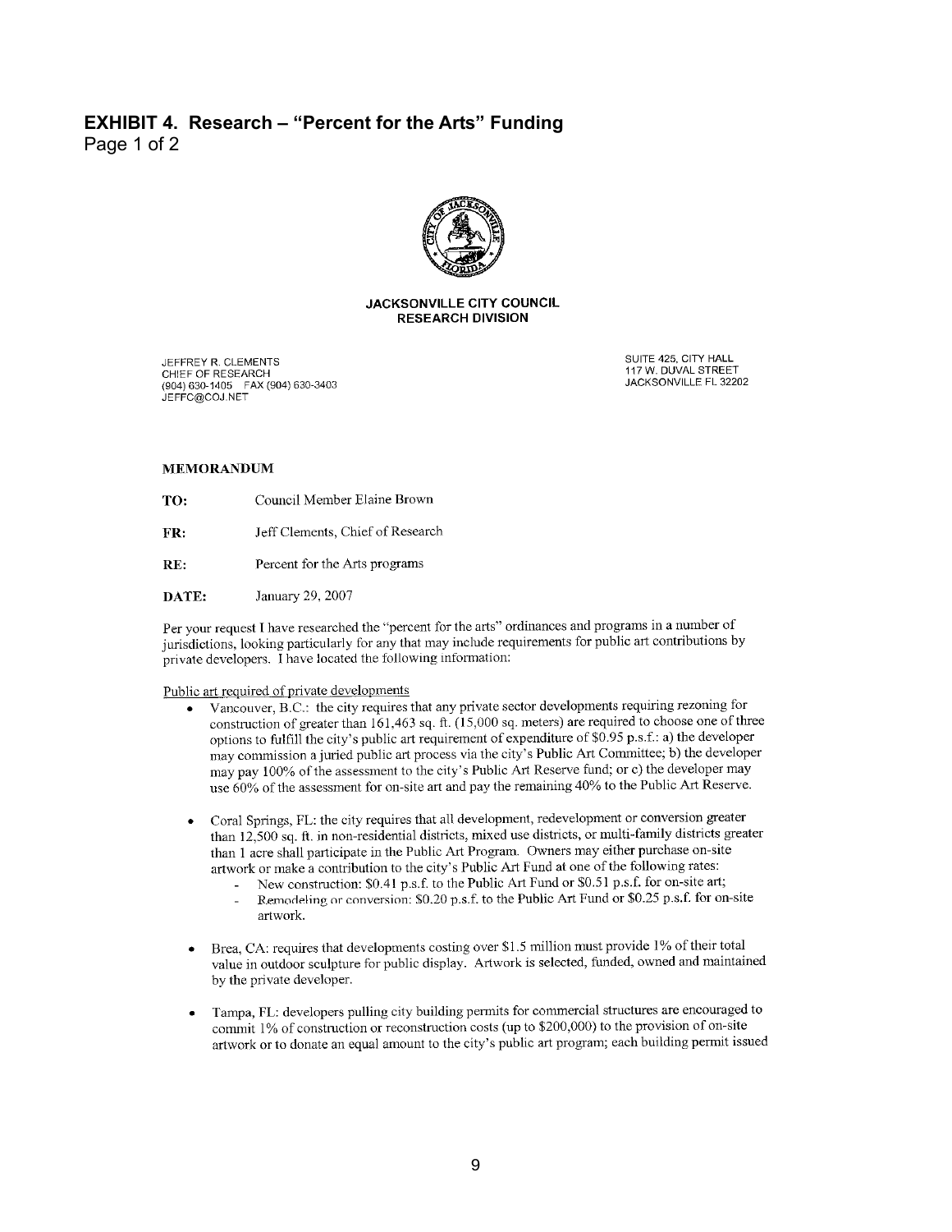# EXHIBIT 4. Research – "Percent for the Arts" Funding

Page 1 of 2

**JACKSONVILLE CITY COUNCIL**
**RESEARCH DIVISION**

JEFFREY R. CLEMENTS
CHIEF OF RESEARCH
(904) 630-1405 FAX (904) 630-3403
JEFFC@COJ.NET

SUITE 425, CITY HALL
117 W. DUVAL STREET
JACKSONVILLE FL 32202

**MEMORANDUM**

**TO:** Council Member Elaine Brown

**FR:** Jeff Clements, Chief of Research

**RE:** Percent for the Arts programs

**DATE:** January 29, 2007

Per your request I have researched the "percent for the arts" ordinances and programs in a number of jurisdictions, looking particularly for any that may include requirements for public art contributions by private developers. I have located the following information:

Public art required of private developments

- Vancouver, B.C.: the city requires that any private sector developments requiring rezoning for construction of greater than 161,463 sq. ft. (15,000 sq. meters) are required to choose one of three options to fulfill the city's public art requirement of expenditure of $0.95 p.s.f.: a) the developer may commission a juried public art process via the city's Public Art Committee; b) the developer may pay 100% of the assessment to the city's Public Art Reserve fund; or c) the developer may use 60% of the assessment for on-site art and pay the remaining 40% to the Public Art Reserve.

- Coral Springs, FL: the city requires that all development, redevelopment or conversion greater than 12,500 sq. ft. in non-residential districts, mixed use districts, or multi-family districts greater than 1 acre shall participate in the Public Art Program. Owners may either purchase on-site artwork or make a contribution to the city's Public Art Fund at one of the following rates:
  - New construction: $0.41 p.s.f. to the Public Art Fund or $0.51 p.s.f. for on-site art;
  - Remodeling or conversion: $0.20 p.s.f. to the Public Art Fund or $0.25 p.s.f. for on-site artwork.

- Brea, CA: requires that developments costing over $1.5 million must provide 1% of their total value in outdoor sculpture for public display. Artwork is selected, funded, owned and maintained by the private developer.

- Tampa, FL: developers pulling city building permits for commercial structures are encouraged to commit 1% of construction or reconstruction costs (up to $200,000) to the provision of on-site artwork or to donate an equal amount to the city's public art program; each building permit issued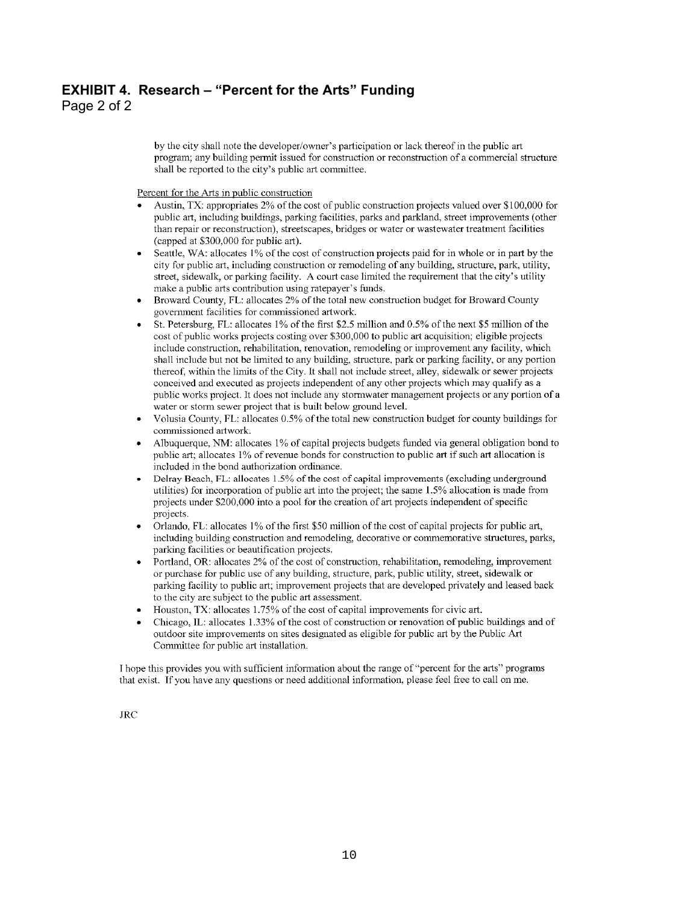## EXHIBIT 4. Research – "Percent for the Arts" Funding

Page 2 of 2

by the city shall note the developer/owner's participation or lack thereof in the public art program; any building permit issued for construction or reconstruction of a commercial structure shall be reported to the city's public art committee.

Percent for the Arts in public construction

- Austin, TX: appropriates 2% of the cost of public construction projects valued over $100,000 for public art, including buildings, parking facilities, parks and parkland, street improvements (other than repair or reconstruction), streetscapes, bridges or water or wastewater treatment facilities (capped at $300,000 for public art).
- Seattle, WA: allocates 1% of the cost of construction projects paid for in whole or in part by the city for public art, including construction or remodeling of any building, structure, park, utility, street, sidewalk, or parking facility. A court case limited the requirement that the city's utility make a public arts contribution using ratepayer's funds.
- Broward County, FL: allocates 2% of the total new construction budget for Broward County government facilities for commissioned artwork.
- St. Petersburg, FL: allocates 1% of the first $2.5 million and 0.5% of the next $5 million of the cost of public works projects costing over $300,000 to public art acquisition; eligible projects include construction, rehabilitation, renovation, remodeling or improvement any facility, which shall include but not be limited to any building, structure, park or parking facility, or any portion thereof, within the limits of the City. It shall not include street, alley, sidewalk or sewer projects conceived and executed as projects independent of any other projects which may qualify as a public works project. It does not include any stormwater management projects or any portion of a water or storm sewer project that is built below ground level.
- Volusia County, FL: allocates 0.5% of the total new construction budget for county buildings for commissioned artwork.
- Albuquerque, NM: allocates 1% of capital projects budgets funded via general obligation bond to public art; allocates 1% of revenue bonds for construction to public art if such art allocation is included in the bond authorization ordinance.
- Delray Beach, FL: allocates 1.5% of the cost of capital improvements (excluding underground utilities) for incorporation of public art into the project; the same 1.5% allocation is made from projects under $200,000 into a pool for the creation of art projects independent of specific projects.
- Orlando, FL: allocates 1% of the first $50 million of the cost of capital projects for public art, including building construction and remodeling, decorative or commemorative structures, parks, parking facilities or beautification projects.
- Portland, OR: allocates 2% of the cost of construction, rehabilitation, remodeling, improvement or purchase for public use of any building, structure, park, public utility, street, sidewalk or parking facility to public art; improvement projects that are developed privately and leased back to the city are subject to the public art assessment.
- Houston, TX: allocates 1.75% of the cost of capital improvements for civic art.
- Chicago, IL: allocates 1.33% of the cost of construction or renovation of public buildings and of outdoor site improvements on sites designated as eligible for public art by the Public Art Committee for public art installation.

I hope this provides you with sufficient information about the range of "percent for the arts" programs that exist. If you have any questions or need additional information, please feel free to call on me.

JRC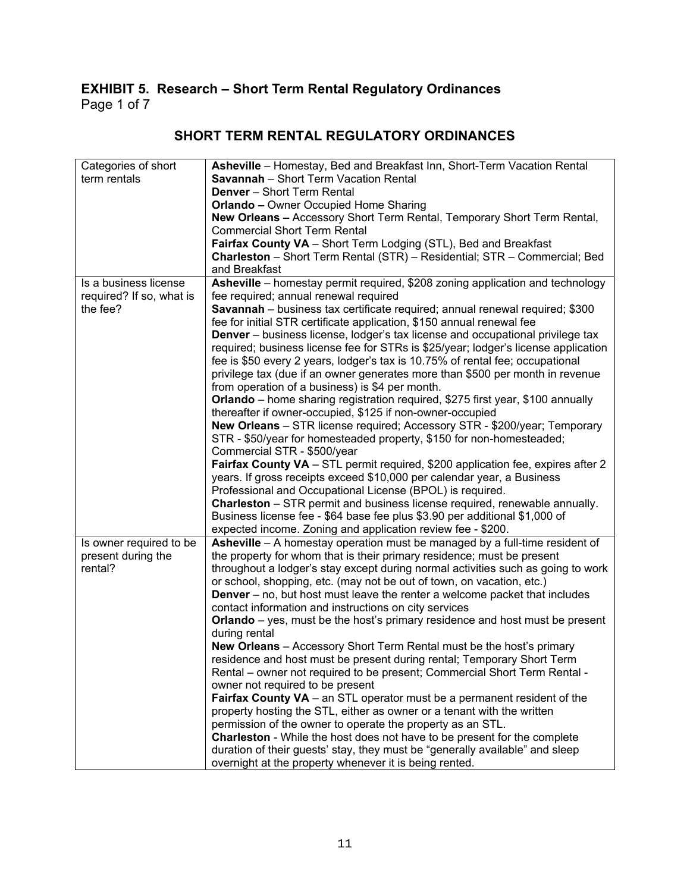## EXHIBIT 5. Research – Short Term Rental Regulatory Ordinances

Page 1 of 7

### SHORT TERM RENTAL REGULATORY ORDINANCES

| | |
|---|---|
| Categories of short term rentals | **Asheville** – Homestay, Bed and Breakfast Inn, Short-Term Vacation Rental<br>**Savannah** – Short Term Vacation Rental<br>**Denver** – Short Term Rental<br>**Orlando –** Owner Occupied Home Sharing<br>**New Orleans –** Accessory Short Term Rental, Temporary Short Term Rental, Commercial Short Term Rental<br>**Fairfax County VA** – Short Term Lodging (STL), Bed and Breakfast<br>**Charleston** – Short Term Rental (STR) – Residential; STR – Commercial; Bed and Breakfast |
| Is a business license required? If so, what is the fee? | **Asheville** – homestay permit required, $208 zoning application and technology fee required; annual renewal required<br>**Savannah** – business tax certificate required; annual renewal required; $300 fee for initial STR certificate application, $150 annual renewal fee<br>**Denver** – business license, lodger's tax license and occupational privilege tax required; business license fee for STRs is $25/year; lodger's license application fee is $50 every 2 years, lodger's tax is 10.75% of rental fee; occupational privilege tax (due if an owner generates more than $500 per month in revenue from operation of a business) is $4 per month.<br>**Orlando** – home sharing registration required, $275 first year, $100 annually thereafter if owner-occupied, $125 if non-owner-occupied<br>**New Orleans** – STR license required; Accessory STR - $200/year; Temporary STR - $50/year for homesteaded property, $150 for non-homesteaded; Commercial STR - $500/year<br>**Fairfax County VA** – STL permit required, $200 application fee, expires after 2 years. If gross receipts exceed $10,000 per calendar year, a Business Professional and Occupational License (BPOL) is required.<br>**Charleston** – STR permit and business license required, renewable annually. Business license fee - $64 base fee plus $3.90 per additional $1,000 of expected income. Zoning and application review fee - $200. |
| Is owner required to be present during the rental? | **Asheville** – A homestay operation must be managed by a full-time resident of the property for whom that is their primary residence; must be present throughout a lodger's stay except during normal activities such as going to work or school, shopping, etc. (may not be out of town, on vacation, etc.)<br>**Denver** – no, but host must leave the renter a welcome packet that includes contact information and instructions on city services<br>**Orlando** – yes, must be the host's primary residence and host must be present during rental<br>**New Orleans** – Accessory Short Term Rental must be the host's primary residence and host must be present during rental; Temporary Short Term Rental – owner not required to be present; Commercial Short Term Rental - owner not required to be present<br>**Fairfax County VA** – an STL operator must be a permanent resident of the property hosting the STL, either as owner or a tenant with the written permission of the owner to operate the property as an STL.<br>**Charleston** - While the host does not have to be present for the complete duration of their guests' stay, they must be "generally available" and sleep overnight at the property whenever it is being rented. |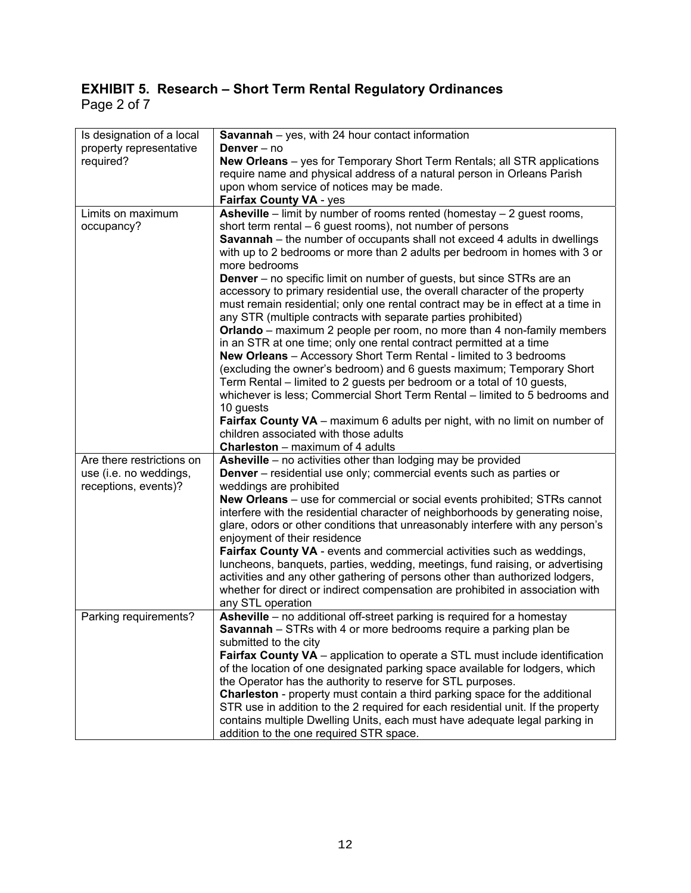## EXHIBIT 5. Research – Short Term Rental Regulatory Ordinances

Page 2 of 7

| | |
|---|---|
| Is designation of a local property representative required? | **Savannah** – yes, with 24 hour contact information<br>**Denver** – no<br>**New Orleans** – yes for Temporary Short Term Rentals; all STR applications require name and physical address of a natural person in Orleans Parish upon whom service of notices may be made.<br>**Fairfax County VA** - yes |
| Limits on maximum occupancy? | **Asheville** – limit by number of rooms rented (homestay – 2 guest rooms, short term rental – 6 guest rooms), not number of persons<br>**Savannah** – the number of occupants shall not exceed 4 adults in dwellings with up to 2 bedrooms or more than 2 adults per bedroom in homes with 3 or more bedrooms<br>**Denver** – no specific limit on number of guests, but since STRs are an accessory to primary residential use, the overall character of the property must remain residential; only one rental contract may be in effect at a time in any STR (multiple contracts with separate parties prohibited)<br>**Orlando** – maximum 2 people per room, no more than 4 non-family members in an STR at one time; only one rental contract permitted at a time<br>**New Orleans** – Accessory Short Term Rental - limited to 3 bedrooms (excluding the owner's bedroom) and 6 guests maximum; Temporary Short Term Rental – limited to 2 guests per bedroom or a total of 10 guests, whichever is less; Commercial Short Term Rental – limited to 5 bedrooms and 10 guests<br>**Fairfax County VA** – maximum 6 adults per night, with no limit on number of children associated with those adults<br>**Charleston** – maximum of 4 adults |
| Are there restrictions on use (i.e. no weddings, receptions, events)? | **Asheville** – no activities other than lodging may be provided<br>**Denver** – residential use only; commercial events such as parties or weddings are prohibited<br>**New Orleans** – use for commercial or social events prohibited; STRs cannot interfere with the residential character of neighborhoods by generating noise, glare, odors or other conditions that unreasonably interfere with any person's enjoyment of their residence<br>**Fairfax County VA** - events and commercial activities such as weddings, luncheons, banquets, parties, wedding, meetings, fund raising, or advertising activities and any other gathering of persons other than authorized lodgers, whether for direct or indirect compensation are prohibited in association with any STL operation |
| Parking requirements? | **Asheville** – no additional off-street parking is required for a homestay<br>**Savannah** – STRs with 4 or more bedrooms require a parking plan be submitted to the city<br>**Fairfax County VA** – application to operate a STL must include identification of the location of one designated parking space available for lodgers, which the Operator has the authority to reserve for STL purposes.<br>**Charleston** - property must contain a third parking space for the additional STR use in addition to the 2 required for each residential unit. If the property contains multiple Dwelling Units, each must have adequate legal parking in addition to the one required STR space. |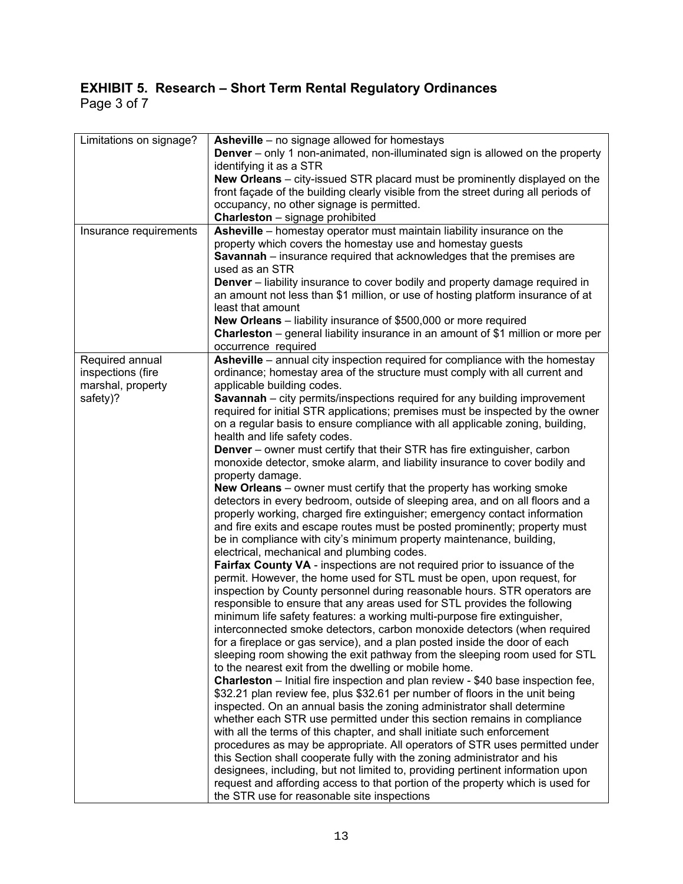## EXHIBIT 5. Research – Short Term Rental Regulatory Ordinances

Page 3 of 7

| | |
|---|---|
| Limitations on signage? | **Asheville** – no signage allowed for homestays<br>**Denver** – only 1 non-animated, non-illuminated sign is allowed on the property identifying it as a STR<br>**New Orleans** – city-issued STR placard must be prominently displayed on the front façade of the building clearly visible from the street during all periods of occupancy, no other signage is permitted.<br>**Charleston** – signage prohibited |
| Insurance requirements | **Asheville** – homestay operator must maintain liability insurance on the property which covers the homestay use and homestay guests<br>**Savannah** – insurance required that acknowledges that the premises are used as an STR<br>**Denver** – liability insurance to cover bodily and property damage required in an amount not less than \$1 million, or use of hosting platform insurance of at least that amount<br>**New Orleans** – liability insurance of \$500,000 or more required<br>**Charleston** – general liability insurance in an amount of \$1 million or more per occurrence required |
| Required annual inspections (fire marshal, property safety)? | **Asheville** – annual city inspection required for compliance with the homestay ordinance; homestay area of the structure must comply with all current and applicable building codes.<br>**Savannah** – city permits/inspections required for any building improvement required for initial STR applications; premises must be inspected by the owner on a regular basis to ensure compliance with all applicable zoning, building, health and life safety codes.<br>**Denver** – owner must certify that their STR has fire extinguisher, carbon monoxide detector, smoke alarm, and liability insurance to cover bodily and property damage.<br>**New Orleans** – owner must certify that the property has working smoke detectors in every bedroom, outside of sleeping area, and on all floors and a properly working, charged fire extinguisher; emergency contact information and fire exits and escape routes must be posted prominently; property must be in compliance with city's minimum property maintenance, building, electrical, mechanical and plumbing codes.<br>**Fairfax County VA** - inspections are not required prior to issuance of the permit. However, the home used for STL must be open, upon request, for inspection by County personnel during reasonable hours. STR operators are responsible to ensure that any areas used for STL provides the following minimum life safety features: a working multi-purpose fire extinguisher, interconnected smoke detectors, carbon monoxide detectors (when required for a fireplace or gas service), and a plan posted inside the door of each sleeping room showing the exit pathway from the sleeping room used for STL to the nearest exit from the dwelling or mobile home.<br>**Charleston** – Initial fire inspection and plan review - \$40 base inspection fee, \$32.21 plan review fee, plus \$32.61 per number of floors in the unit being inspected. On an annual basis the zoning administrator shall determine whether each STR use permitted under this section remains in compliance with all the terms of this chapter, and shall initiate such enforcement procedures as may be appropriate. All operators of STR uses permitted under this Section shall cooperate fully with the zoning administrator and his designees, including, but not limited to, providing pertinent information upon request and affording access to that portion of the property which is used for the STR use for reasonable site inspections |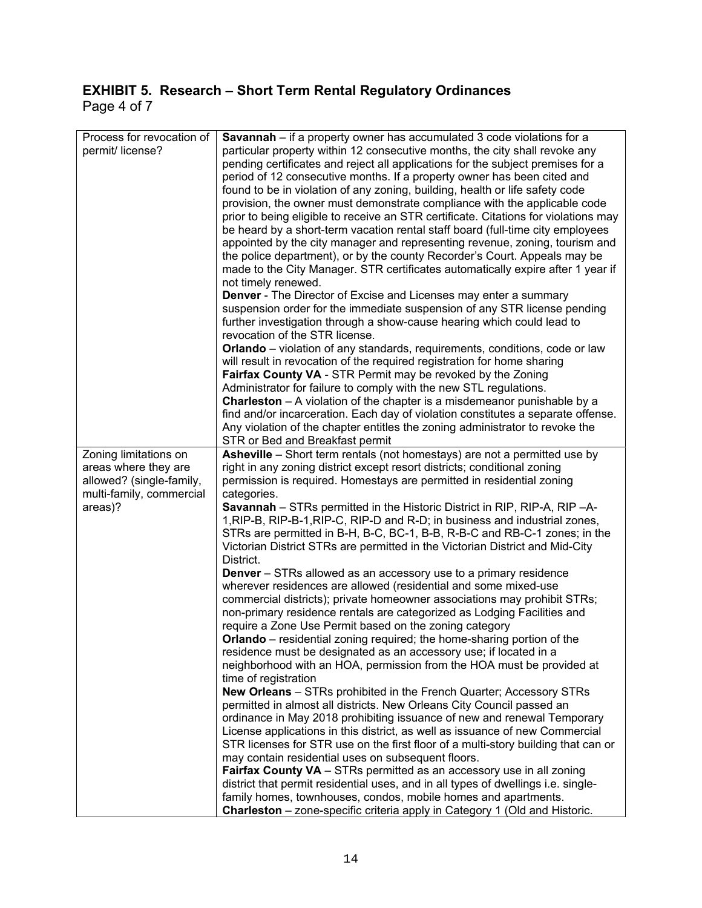## EXHIBIT 5. Research – Short Term Rental Regulatory Ordinances

Page 4 of 7

| | |
|---|---|
| Process for revocation of permit/ license? | **Savannah** – if a property owner has accumulated 3 code violations for a particular property within 12 consecutive months, the city shall revoke any pending certificates and reject all applications for the subject premises for a period of 12 consecutive months. If a property owner has been cited and found to be in violation of any zoning, building, health or life safety code provision, the owner must demonstrate compliance with the applicable code prior to being eligible to receive an STR certificate. Citations for violations may be heard by a short-term vacation rental staff board (full-time city employees appointed by the city manager and representing revenue, zoning, tourism and the police department), or by the county Recorder's Court. Appeals may be made to the City Manager. STR certificates automatically expire after 1 year if not timely renewed.<br>**Denver** - The Director of Excise and Licenses may enter a summary suspension order for the immediate suspension of any STR license pending further investigation through a show-cause hearing which could lead to revocation of the STR license.<br>**Orlando** – violation of any standards, requirements, conditions, code or law will result in revocation of the required registration for home sharing<br>**Fairfax County VA** - STR Permit may be revoked by the Zoning Administrator for failure to comply with the new STL regulations.<br>**Charleston** – A violation of the chapter is a misdemeanor punishable by a find and/or incarceration. Each day of violation constitutes a separate offense. Any violation of the chapter entitles the zoning administrator to revoke the STR or Bed and Breakfast permit |
| Zoning limitations on areas where they are allowed? (single-family, multi-family, commercial areas)? | **Asheville** – Short term rentals (not homestays) are not a permitted use by right in any zoning district except resort districts; conditional zoning permission is required. Homestays are permitted in residential zoning categories.<br>**Savannah** – STRs permitted in the Historic District in RIP, RIP-A, RIP –A-1,RIP-B, RIP-B-1,RIP-C, RIP-D and R-D; in business and industrial zones, STRs are permitted in B-H, B-C, BC-1, B-B, R-B-C and RB-C-1 zones; in the Victorian District STRs are permitted in the Victorian District and Mid-City District.<br>**Denver** – STRs allowed as an accessory use to a primary residence wherever residences are allowed (residential and some mixed-use commercial districts); private homeowner associations may prohibit STRs; non-primary residence rentals are categorized as Lodging Facilities and require a Zone Use Permit based on the zoning category<br>**Orlando** – residential zoning required; the home-sharing portion of the residence must be designated as an accessory use; if located in a neighborhood with an HOA, permission from the HOA must be provided at time of registration<br>**New Orleans** – STRs prohibited in the French Quarter; Accessory STRs permitted in almost all districts. New Orleans City Council passed an ordinance in May 2018 prohibiting issuance of new and renewal Temporary License applications in this district, as well as issuance of new Commercial STR licenses for STR use on the first floor of a multi-story building that can or may contain residential uses on subsequent floors.<br>**Fairfax County VA** – STRs permitted as an accessory use in all zoning district that permit residential uses, and in all types of dwellings i.e. single-family homes, townhouses, condos, mobile homes and apartments.<br>**Charleston** – zone-specific criteria apply in Category 1 (Old and Historic. |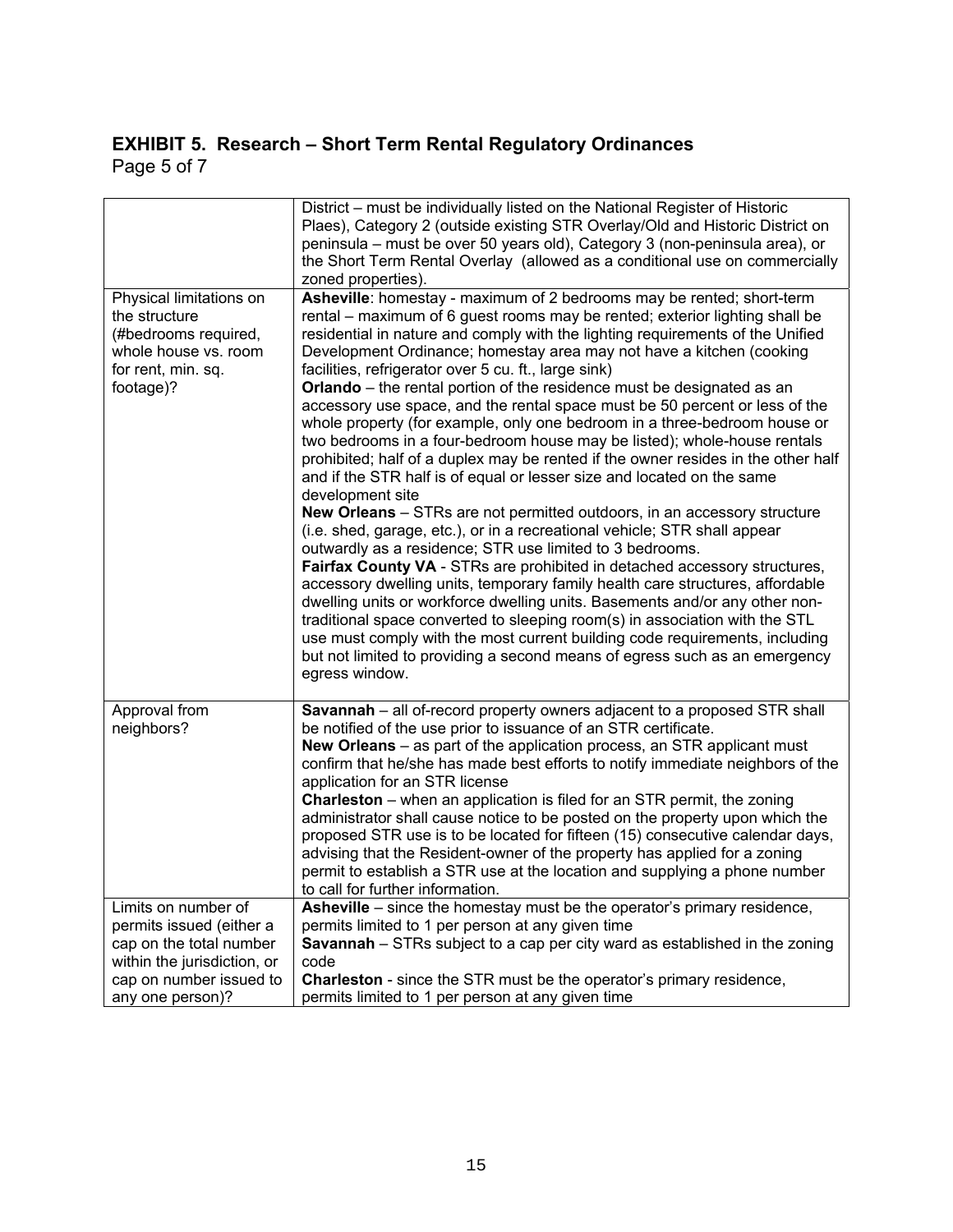## EXHIBIT 5. Research – Short Term Rental Regulatory Ordinances

Page 5 of 7

| | |
|---|---|
| | District – must be individually listed on the National Register of Historic Plaes), Category 2 (outside existing STR Overlay/Old and Historic District on peninsula – must be over 50 years old), Category 3 (non-peninsula area), or the Short Term Rental Overlay (allowed as a conditional use on commercially zoned properties). |
| Physical limitations on the structure (#bedrooms required, whole house vs. room for rent, min. sq. footage)? | **Asheville**: homestay - maximum of 2 bedrooms may be rented; short-term rental – maximum of 6 guest rooms may be rented; exterior lighting shall be residential in nature and comply with the lighting requirements of the Unified Development Ordinance; homestay area may not have a kitchen (cooking facilities, refrigerator over 5 cu. ft., large sink)<br>**Orlando** – the rental portion of the residence must be designated as an accessory use space, and the rental space must be 50 percent or less of the whole property (for example, only one bedroom in a three-bedroom house or two bedrooms in a four-bedroom house may be listed); whole-house rentals prohibited; half of a duplex may be rented if the owner resides in the other half and if the STR half is of equal or lesser size and located on the same development site<br>**New Orleans** – STRs are not permitted outdoors, in an accessory structure (i.e. shed, garage, etc.), or in a recreational vehicle; STR shall appear outwardly as a residence; STR use limited to 3 bedrooms.<br>**Fairfax County VA** - STRs are prohibited in detached accessory structures, accessory dwelling units, temporary family health care structures, affordable dwelling units or workforce dwelling units. Basements and/or any other non-traditional space converted to sleeping room(s) in association with the STL use must comply with the most current building code requirements, including but not limited to providing a second means of egress such as an emergency egress window. |
| Approval from neighbors? | **Savannah** – all of-record property owners adjacent to a proposed STR shall be notified of the use prior to issuance of an STR certificate.<br>**New Orleans** – as part of the application process, an STR applicant must confirm that he/she has made best efforts to notify immediate neighbors of the application for an STR license<br>**Charleston** – when an application is filed for an STR permit, the zoning administrator shall cause notice to be posted on the property upon which the proposed STR use is to be located for fifteen (15) consecutive calendar days, advising that the Resident-owner of the property has applied for a zoning permit to establish a STR use at the location and supplying a phone number to call for further information. |
| Limits on number of permits issued (either a cap on the total number within the jurisdiction, or cap on number issued to any one person)? | **Asheville** – since the homestay must be the operator's primary residence, permits limited to 1 per person at any given time<br>**Savannah** – STRs subject to a cap per city ward as established in the zoning code<br>**Charleston** - since the STR must be the operator's primary residence, permits limited to 1 per person at any given time |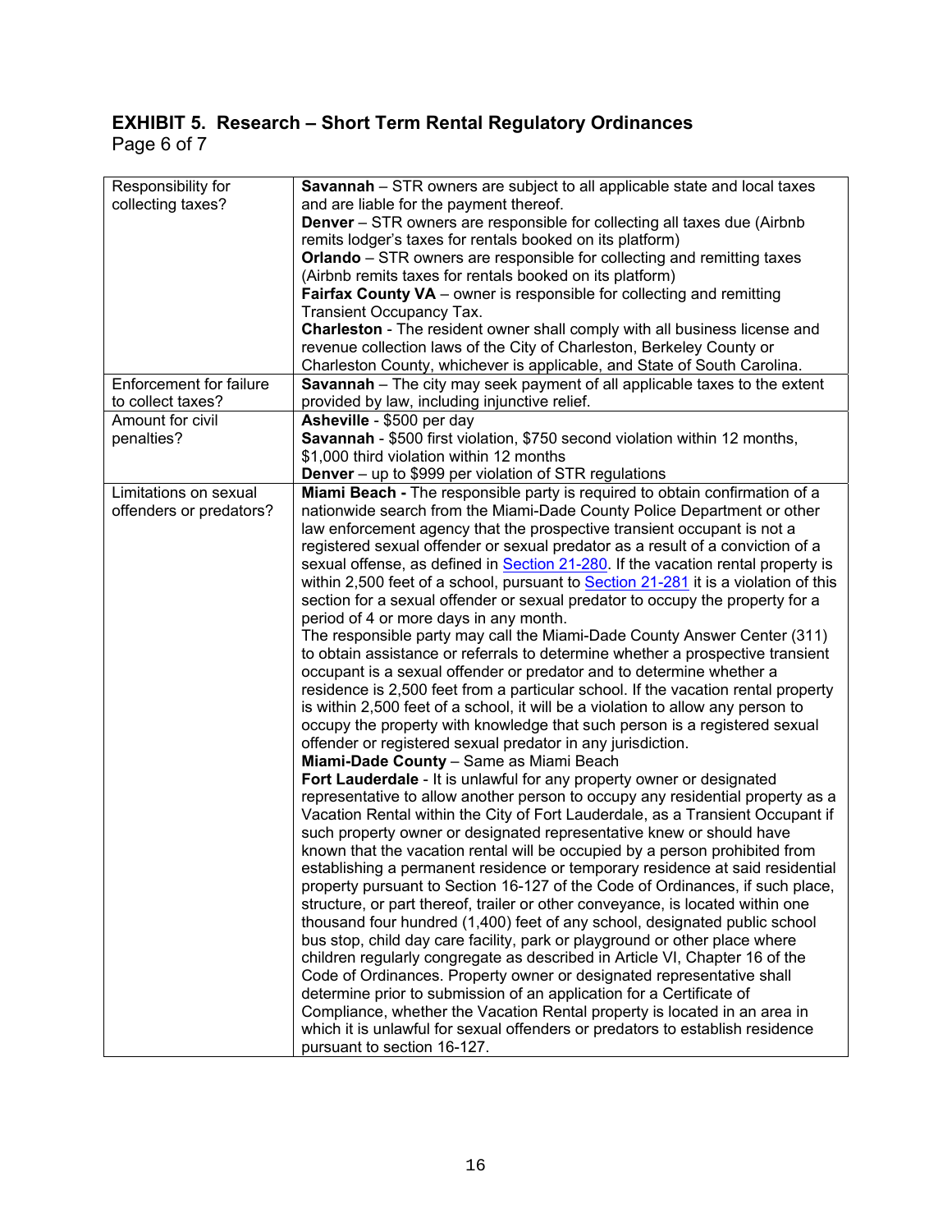## EXHIBIT 5. Research – Short Term Rental Regulatory Ordinances

Page 6 of 7

| | |
|---|---|
| Responsibility for collecting taxes? | **Savannah** – STR owners are subject to all applicable state and local taxes and are liable for the payment thereof.<br>**Denver** – STR owners are responsible for collecting all taxes due (Airbnb remits lodger's taxes for rentals booked on its platform)<br>**Orlando** – STR owners are responsible for collecting and remitting taxes (Airbnb remits taxes for rentals booked on its platform)<br>**Fairfax County VA** – owner is responsible for collecting and remitting Transient Occupancy Tax.<br>**Charleston** - The resident owner shall comply with all business license and revenue collection laws of the City of Charleston, Berkeley County or Charleston County, whichever is applicable, and State of South Carolina. |
| Enforcement for failure to collect taxes? | **Savannah** – The city may seek payment of all applicable taxes to the extent provided by law, including injunctive relief. |
| Amount for civil penalties? | **Asheville** - $500 per day<br>**Savannah** - $500 first violation, $750 second violation within 12 months, $1,000 third violation within 12 months<br>**Denver** – up to $999 per violation of STR regulations |
| Limitations on sexual offenders or predators? | **Miami Beach -** The responsible party is required to obtain confirmation of a nationwide search from the Miami-Dade County Police Department or other law enforcement agency that the prospective transient occupant is not a registered sexual offender or sexual predator as a result of a conviction of a sexual offense, as defined in Section 21-280. If the vacation rental property is within 2,500 feet of a school, pursuant to Section 21-281 it is a violation of this section for a sexual offender or sexual predator to occupy the property for a period of 4 or more days in any month.<br>The responsible party may call the Miami-Dade County Answer Center (311) to obtain assistance or referrals to determine whether a prospective transient occupant is a sexual offender or predator and to determine whether a residence is 2,500 feet from a particular school. If the vacation rental property is within 2,500 feet of a school, it will be a violation to allow any person to occupy the property with knowledge that such person is a registered sexual offender or registered sexual predator in any jurisdiction.<br>**Miami-Dade County** – Same as Miami Beach<br>**Fort Lauderdale** - It is unlawful for any property owner or designated representative to allow another person to occupy any residential property as a Vacation Rental within the City of Fort Lauderdale, as a Transient Occupant if such property owner or designated representative knew or should have known that the vacation rental will be occupied by a person prohibited from establishing a permanent residence or temporary residence at said residential property pursuant to Section 16-127 of the Code of Ordinances, if such place, structure, or part thereof, trailer or other conveyance, is located within one thousand four hundred (1,400) feet of any school, designated public school bus stop, child day care facility, park or playground or other place where children regularly congregate as described in Article VI, Chapter 16 of the Code of Ordinances. Property owner or designated representative shall determine prior to submission of an application for a Certificate of Compliance, whether the Vacation Rental property is located in an area in which it is unlawful for sexual offenders or predators to establish residence pursuant to section 16-127. |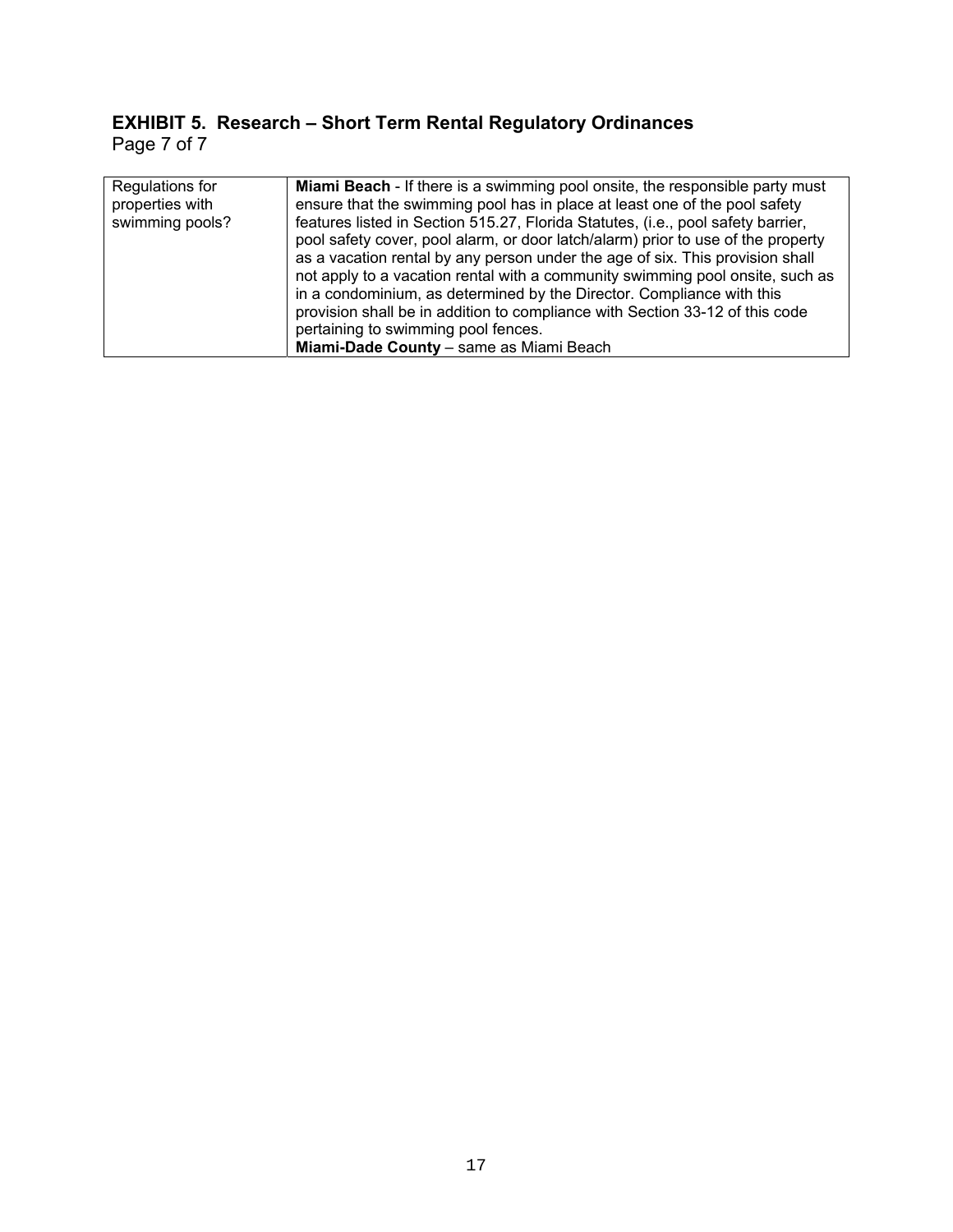## EXHIBIT 5. Research – Short Term Rental Regulatory Ordinances

Page 7 of 7

| | |
|---|---|
| Regulations for properties with swimming pools? | **Miami Beach** - If there is a swimming pool onsite, the responsible party must ensure that the swimming pool has in place at least one of the pool safety features listed in Section 515.27, Florida Statutes, (i.e., pool safety barrier, pool safety cover, pool alarm, or door latch/alarm) prior to use of the property as a vacation rental by any person under the age of six. This provision shall not apply to a vacation rental with a community swimming pool onsite, such as in a condominium, as determined by the Director. Compliance with this provision shall be in addition to compliance with Section 33-12 of this code pertaining to swimming pool fences.<br>**Miami-Dade County** – same as Miami Beach |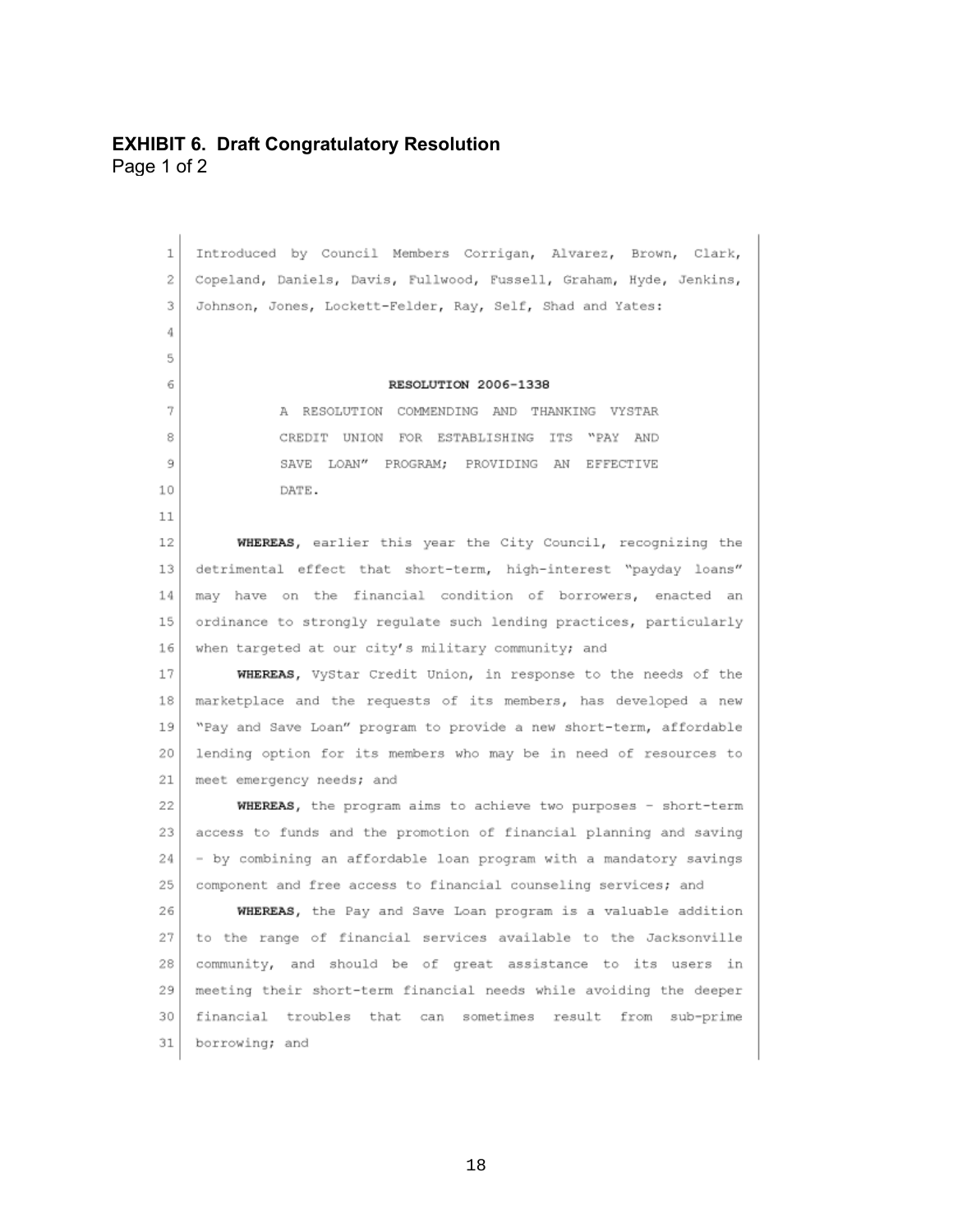## EXHIBIT 6. Draft Congratulatory Resolution

Page 1 of 2

Introduced by Council Members Corrigan, Alvarez, Brown, Clark, Copeland, Daniels, Davis, Fullwood, Fussell, Graham, Hyde, Jenkins, Johnson, Jones, Lockett-Felder, Ray, Self, Shad and Yates:

**RESOLUTION 2006-1338**

A RESOLUTION COMMENDING AND THANKING VYSTAR CREDIT UNION FOR ESTABLISHING ITS "PAY AND SAVE LOAN" PROGRAM; PROVIDING AN EFFECTIVE DATE.

**WHEREAS**, earlier this year the City Council, recognizing the detrimental effect that short-term, high-interest "payday loans" may have on the financial condition of borrowers, enacted an ordinance to strongly regulate such lending practices, particularly when targeted at our city's military community; and

**WHEREAS**, VyStar Credit Union, in response to the needs of the marketplace and the requests of its members, has developed a new "Pay and Save Loan" program to provide a new short-term, affordable lending option for its members who may be in need of resources to meet emergency needs; and

**WHEREAS**, the program aims to achieve two purposes – short-term access to funds and the promotion of financial planning and saving – by combining an affordable loan program with a mandatory savings component and free access to financial counseling services; and

**WHEREAS**, the Pay and Save Loan program is a valuable addition to the range of financial services available to the Jacksonville community, and should be of great assistance to its users in meeting their short-term financial needs while avoiding the deeper financial troubles that can sometimes result from sub-prime borrowing; and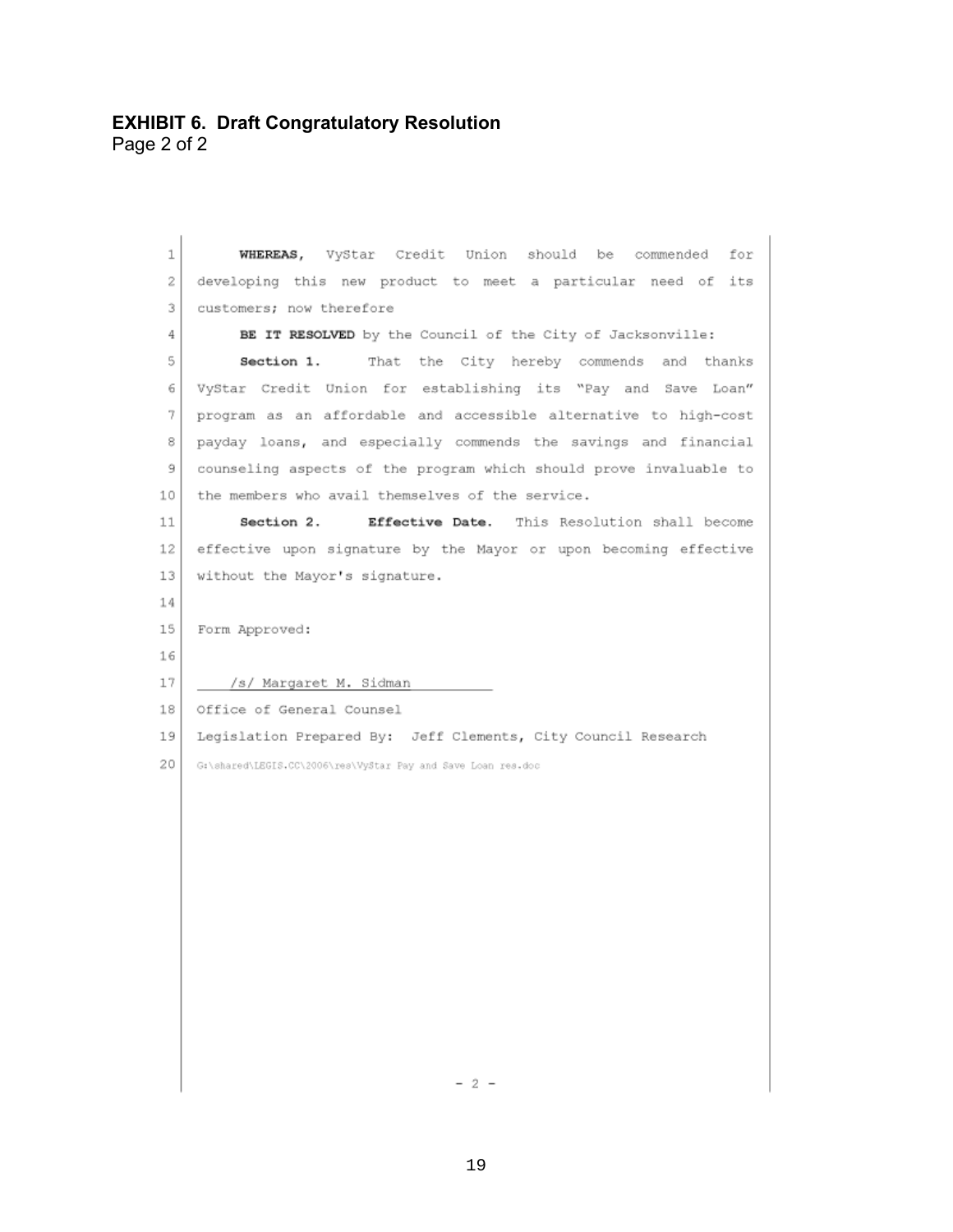**EXHIBIT 6. Draft Congratulatory Resolution**
Page 2 of 2

**WHEREAS,** VyStar Credit Union should be commended for developing this new product to meet a particular need of its customers; now therefore

**BE IT RESOLVED** by the Council of the City of Jacksonville:

**Section 1.** That the City hereby commends and thanks VyStar Credit Union for establishing its "Pay and Save Loan" program as an affordable and accessible alternative to high-cost payday loans, and especially commends the savings and financial counseling aspects of the program which should prove invaluable to the members who avail themselves of the service.

**Section 2. Effective Date.** This Resolution shall become effective upon signature by the Mayor or upon becoming effective without the Mayor's signature.

Form Approved:

/s/ Margaret M. Sidman

Office of General Counsel

Legislation Prepared By: Jeff Clements, City Council Research

G:\shared\LEGIS.CC\2006\res\VyStar Pay and Save Loan res.doc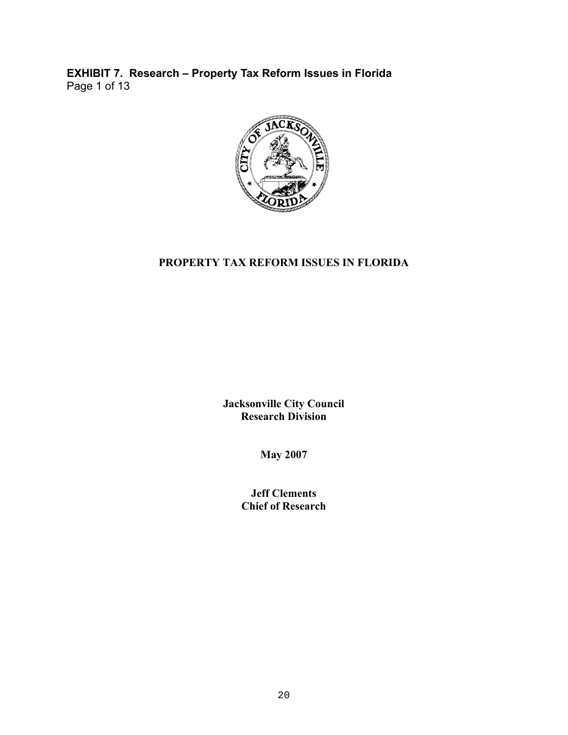**EXHIBIT 7. Research – Property Tax Reform Issues in Florida**

# PROPERTY TAX REFORM ISSUES IN FLORIDA

**Jacksonville City Council**
**Research Division**

**May 2007**

**Jeff Clements**
**Chief of Research**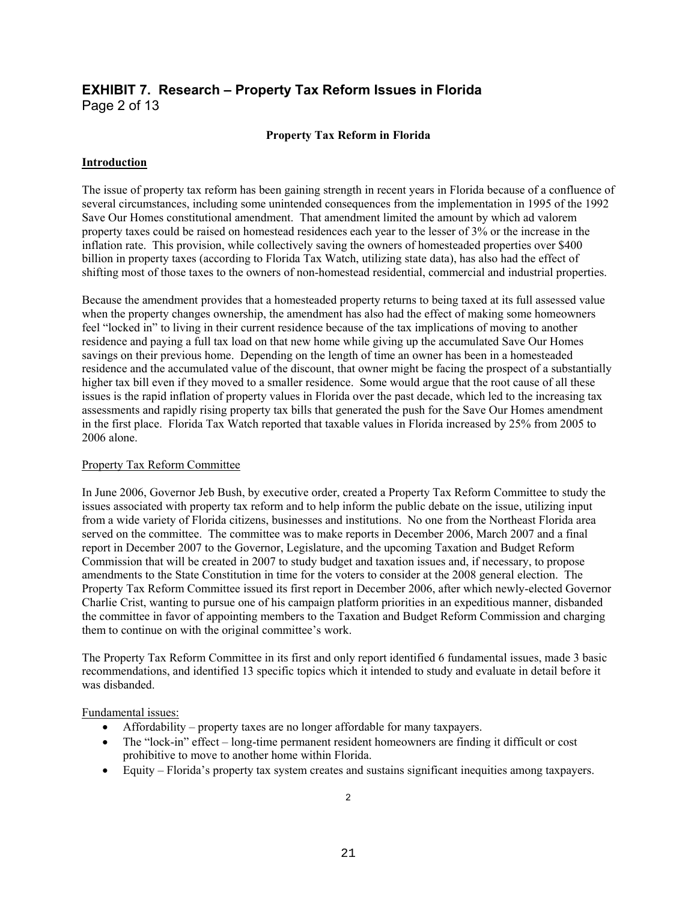# EXHIBIT 7. Research – Property Tax Reform Issues in Florida

Page 2 of 13

## Property Tax Reform in Florida

### Introduction

The issue of property tax reform has been gaining strength in recent years in Florida because of a confluence of several circumstances, including some unintended consequences from the implementation in 1995 of the 1992 Save Our Homes constitutional amendment. That amendment limited the amount by which ad valorem property taxes could be raised on homestead residences each year to the lesser of 3% or the increase in the inflation rate. This provision, while collectively saving the owners of homesteaded properties over $400 billion in property taxes (according to Florida Tax Watch, utilizing state data), has also had the effect of shifting most of those taxes to the owners of non-homestead residential, commercial and industrial properties.

Because the amendment provides that a homesteaded property returns to being taxed at its full assessed value when the property changes ownership, the amendment has also had the effect of making some homeowners feel "locked in" to living in their current residence because of the tax implications of moving to another residence and paying a full tax load on that new home while giving up the accumulated Save Our Homes savings on their previous home. Depending on the length of time an owner has been in a homesteaded residence and the accumulated value of the discount, that owner might be facing the prospect of a substantially higher tax bill even if they moved to a smaller residence. Some would argue that the root cause of all these issues is the rapid inflation of property values in Florida over the past decade, which led to the increasing tax assessments and rapidly rising property tax bills that generated the push for the Save Our Homes amendment in the first place. Florida Tax Watch reported that taxable values in Florida increased by 25% from 2005 to 2006 alone.

#### Property Tax Reform Committee

In June 2006, Governor Jeb Bush, by executive order, created a Property Tax Reform Committee to study the issues associated with property tax reform and to help inform the public debate on the issue, utilizing input from a wide variety of Florida citizens, businesses and institutions. No one from the Northeast Florida area served on the committee. The committee was to make reports in December 2006, March 2007 and a final report in December 2007 to the Governor, Legislature, and the upcoming Taxation and Budget Reform Commission that will be created in 2007 to study budget and taxation issues and, if necessary, to propose amendments to the State Constitution in time for the voters to consider at the 2008 general election. The Property Tax Reform Committee issued its first report in December 2006, after which newly-elected Governor Charlie Crist, wanting to pursue one of his campaign platform priorities in an expeditious manner, disbanded the committee in favor of appointing members to the Taxation and Budget Reform Commission and charging them to continue on with the original committee's work.

The Property Tax Reform Committee in its first and only report identified 6 fundamental issues, made 3 basic recommendations, and identified 13 specific topics which it intended to study and evaluate in detail before it was disbanded.

Fundamental issues:

- Affordability – property taxes are no longer affordable for many taxpayers.
- The "lock-in" effect – long-time permanent resident homeowners are finding it difficult or cost prohibitive to move to another home within Florida.
- Equity – Florida's property tax system creates and sustains significant inequities among taxpayers.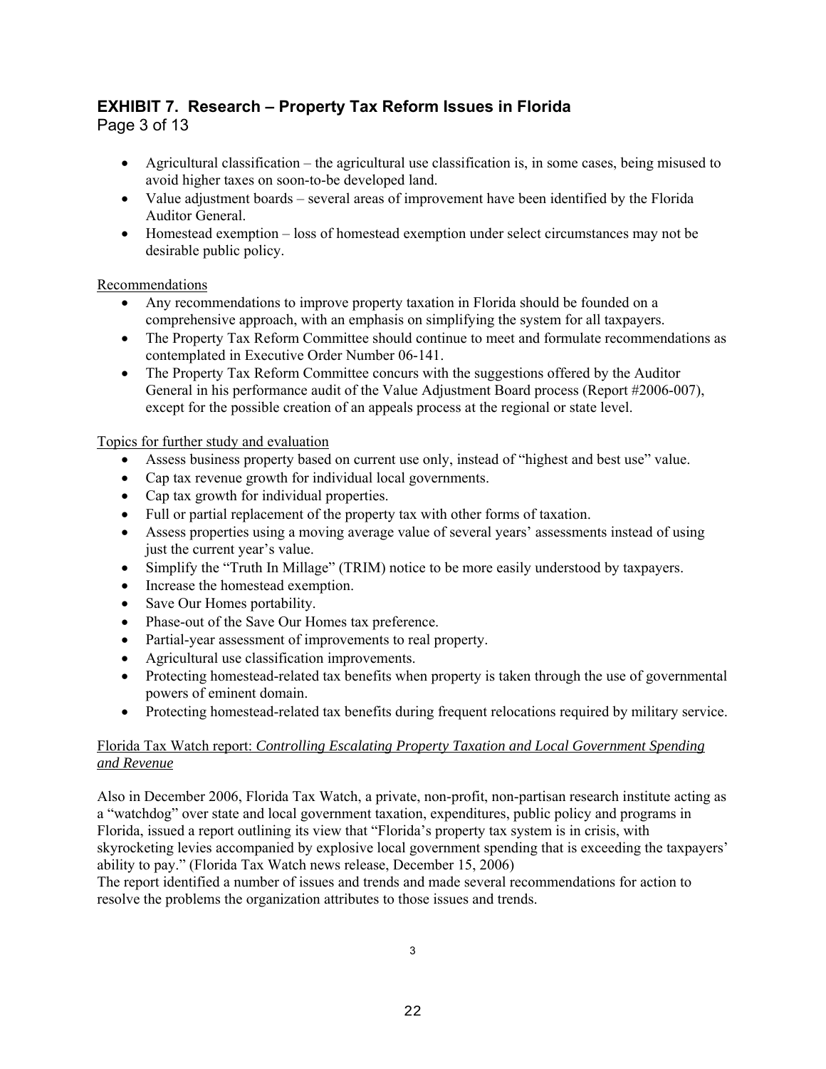## EXHIBIT 7. Research – Property Tax Reform Issues in Florida

- Agricultural classification – the agricultural use classification is, in some cases, being misused to avoid higher taxes on soon-to-be developed land.
- Value adjustment boards – several areas of improvement have been identified by the Florida Auditor General.
- Homestead exemption – loss of homestead exemption under select circumstances may not be desirable public policy.

Recommendations

- Any recommendations to improve property taxation in Florida should be founded on a comprehensive approach, with an emphasis on simplifying the system for all taxpayers.
- The Property Tax Reform Committee should continue to meet and formulate recommendations as contemplated in Executive Order Number 06-141.
- The Property Tax Reform Committee concurs with the suggestions offered by the Auditor General in his performance audit of the Value Adjustment Board process (Report #2006-007), except for the possible creation of an appeals process at the regional or state level.

Topics for further study and evaluation

- Assess business property based on current use only, instead of "highest and best use" value.
- Cap tax revenue growth for individual local governments.
- Cap tax growth for individual properties.
- Full or partial replacement of the property tax with other forms of taxation.
- Assess properties using a moving average value of several years' assessments instead of using just the current year's value.
- Simplify the "Truth In Millage" (TRIM) notice to be more easily understood by taxpayers.
- Increase the homestead exemption.
- Save Our Homes portability.
- Phase-out of the Save Our Homes tax preference.
- Partial-year assessment of improvements to real property.
- Agricultural use classification improvements.
- Protecting homestead-related tax benefits when property is taken through the use of governmental powers of eminent domain.
- Protecting homestead-related tax benefits during frequent relocations required by military service.

Florida Tax Watch report: *Controlling Escalating Property Taxation and Local Government Spending and Revenue*

Also in December 2006, Florida Tax Watch, a private, non-profit, non-partisan research institute acting as a "watchdog" over state and local government taxation, expenditures, public policy and programs in Florida, issued a report outlining its view that "Florida's property tax system is in crisis, with skyrocketing levies accompanied by explosive local government spending that is exceeding the taxpayers' ability to pay." (Florida Tax Watch news release, December 15, 2006)
The report identified a number of issues and trends and made several recommendations for action to resolve the problems the organization attributes to those issues and trends.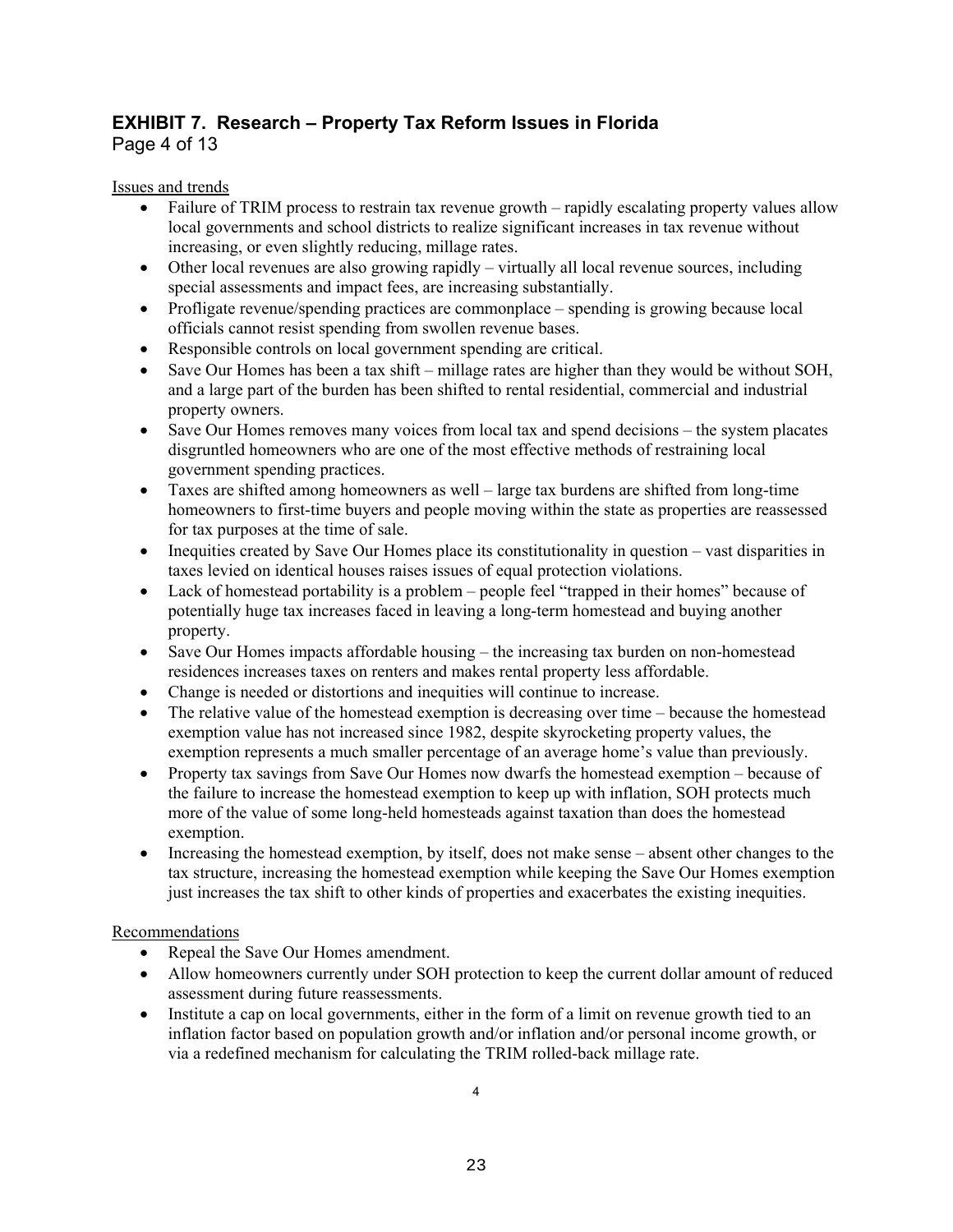## EXHIBIT 7. Research – Property Tax Reform Issues in Florida

Page 4 of 13

Issues and trends

- Failure of TRIM process to restrain tax revenue growth – rapidly escalating property values allow local governments and school districts to realize significant increases in tax revenue without increasing, or even slightly reducing, millage rates.
- Other local revenues are also growing rapidly – virtually all local revenue sources, including special assessments and impact fees, are increasing substantially.
- Profligate revenue/spending practices are commonplace – spending is growing because local officials cannot resist spending from swollen revenue bases.
- Responsible controls on local government spending are critical.
- Save Our Homes has been a tax shift – millage rates are higher than they would be without SOH, and a large part of the burden has been shifted to rental residential, commercial and industrial property owners.
- Save Our Homes removes many voices from local tax and spend decisions – the system placates disgruntled homeowners who are one of the most effective methods of restraining local government spending practices.
- Taxes are shifted among homeowners as well – large tax burdens are shifted from long-time homeowners to first-time buyers and people moving within the state as properties are reassessed for tax purposes at the time of sale.
- Inequities created by Save Our Homes place its constitutionality in question – vast disparities in taxes levied on identical houses raises issues of equal protection violations.
- Lack of homestead portability is a problem – people feel "trapped in their homes" because of potentially huge tax increases faced in leaving a long-term homestead and buying another property.
- Save Our Homes impacts affordable housing – the increasing tax burden on non-homestead residences increases taxes on renters and makes rental property less affordable.
- Change is needed or distortions and inequities will continue to increase.
- The relative value of the homestead exemption is decreasing over time – because the homestead exemption value has not increased since 1982, despite skyrocketing property values, the exemption represents a much smaller percentage of an average home's value than previously.
- Property tax savings from Save Our Homes now dwarfs the homestead exemption – because of the failure to increase the homestead exemption to keep up with inflation, SOH protects much more of the value of some long-held homesteads against taxation than does the homestead exemption.
- Increasing the homestead exemption, by itself, does not make sense – absent other changes to the tax structure, increasing the homestead exemption while keeping the Save Our Homes exemption just increases the tax shift to other kinds of properties and exacerbates the existing inequities.

Recommendations

- Repeal the Save Our Homes amendment.
- Allow homeowners currently under SOH protection to keep the current dollar amount of reduced assessment during future reassessments.
- Institute a cap on local governments, either in the form of a limit on revenue growth tied to an inflation factor based on population growth and/or inflation and/or personal income growth, or via a redefined mechanism for calculating the TRIM rolled-back millage rate.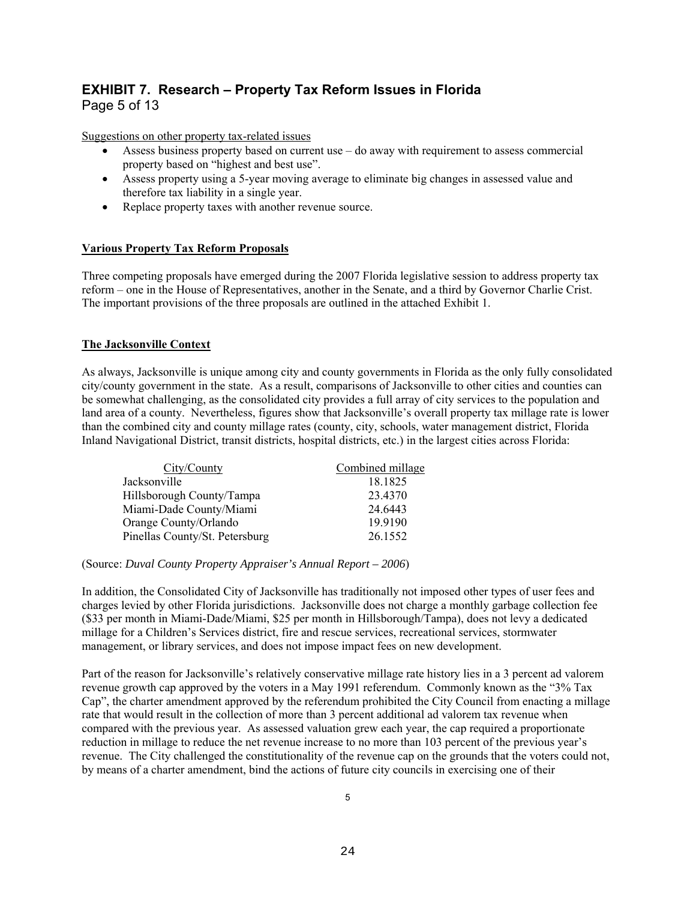## EXHIBIT 7. Research – Property Tax Reform Issues in Florida

Page 5 of 13

Suggestions on other property tax-related issues

- Assess business property based on current use – do away with requirement to assess commercial property based on "highest and best use".
- Assess property using a 5-year moving average to eliminate big changes in assessed value and therefore tax liability in a single year.
- Replace property taxes with another revenue source.

**Various Property Tax Reform Proposals**

Three competing proposals have emerged during the 2007 Florida legislative session to address property tax reform – one in the House of Representatives, another in the Senate, and a third by Governor Charlie Crist. The important provisions of the three proposals are outlined in the attached Exhibit 1.

**The Jacksonville Context**

As always, Jacksonville is unique among city and county governments in Florida as the only fully consolidated city/county government in the state. As a result, comparisons of Jacksonville to other cities and counties can be somewhat challenging, as the consolidated city provides a full array of city services to the population and land area of a county. Nevertheless, figures show that Jacksonville's overall property tax millage rate is lower than the combined city and county millage rates (county, city, schools, water management district, Florida Inland Navigational District, transit districts, hospital districts, etc.) in the largest cities across Florida:

| City/County | Combined millage |
|---|---|
| Jacksonville | 18.1825 |
| Hillsborough County/Tampa | 23.4370 |
| Miami-Dade County/Miami | 24.6443 |
| Orange County/Orlando | 19.9190 |
| Pinellas County/St. Petersburg | 26.1552 |

(Source: *Duval County Property Appraiser's Annual Report – 2006*)

In addition, the Consolidated City of Jacksonville has traditionally not imposed other types of user fees and charges levied by other Florida jurisdictions. Jacksonville does not charge a monthly garbage collection fee ($33 per month in Miami-Dade/Miami, $25 per month in Hillsborough/Tampa), does not levy a dedicated millage for a Children's Services district, fire and rescue services, recreational services, stormwater management, or library services, and does not impose impact fees on new development.

Part of the reason for Jacksonville's relatively conservative millage rate history lies in a 3 percent ad valorem revenue growth cap approved by the voters in a May 1991 referendum. Commonly known as the "3% Tax Cap", the charter amendment approved by the referendum prohibited the City Council from enacting a millage rate that would result in the collection of more than 3 percent additional ad valorem tax revenue when compared with the previous year. As assessed valuation grew each year, the cap required a proportionate reduction in millage to reduce the net revenue increase to no more than 103 percent of the previous year's revenue. The City challenged the constitutionality of the revenue cap on the grounds that the voters could not, by means of a charter amendment, bind the actions of future city councils in exercising one of their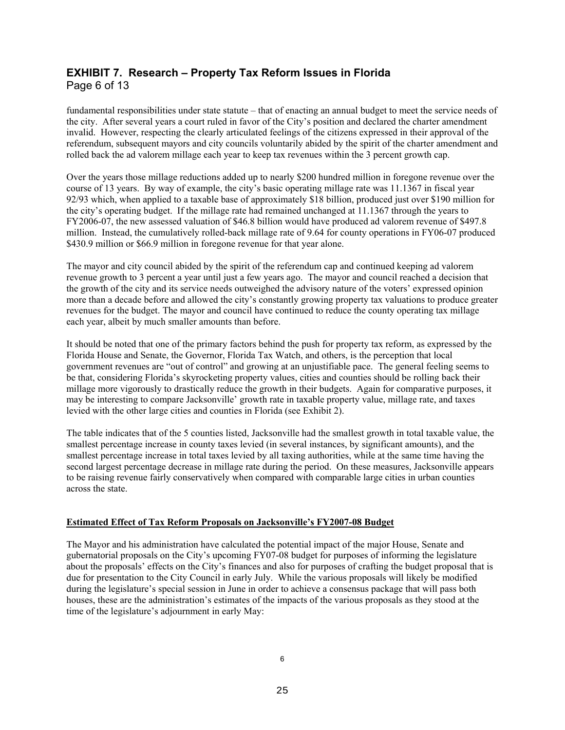fundamental responsibilities under state statute – that of enacting an annual budget to meet the service needs of the city. After several years a court ruled in favor of the City's position and declared the charter amendment invalid. However, respecting the clearly articulated feelings of the citizens expressed in their approval of the referendum, subsequent mayors and city councils voluntarily abided by the spirit of the charter amendment and rolled back the ad valorem millage each year to keep tax revenues within the 3 percent growth cap.

Over the years those millage reductions added up to nearly $200 hundred million in foregone revenue over the course of 13 years. By way of example, the city's basic operating millage rate was 11.1367 in fiscal year 92/93 which, when applied to a taxable base of approximately $18 billion, produced just over $190 million for the city's operating budget. If the millage rate had remained unchanged at 11.1367 through the years to FY2006-07, the new assessed valuation of $46.8 billion would have produced ad valorem revenue of $497.8 million. Instead, the cumulatively rolled-back millage rate of 9.64 for county operations in FY06-07 produced $430.9 million or $66.9 million in foregone revenue for that year alone.

The mayor and city council abided by the spirit of the referendum cap and continued keeping ad valorem revenue growth to 3 percent a year until just a few years ago. The mayor and council reached a decision that the growth of the city and its service needs outweighed the advisory nature of the voters' expressed opinion more than a decade before and allowed the city's constantly growing property tax valuations to produce greater revenues for the budget. The mayor and council have continued to reduce the county operating tax millage each year, albeit by much smaller amounts than before.

It should be noted that one of the primary factors behind the push for property tax reform, as expressed by the Florida House and Senate, the Governor, Florida Tax Watch, and others, is the perception that local government revenues are "out of control" and growing at an unjustifiable pace. The general feeling seems to be that, considering Florida's skyrocketing property values, cities and counties should be rolling back their millage more vigorously to drastically reduce the growth in their budgets. Again for comparative purposes, it may be interesting to compare Jacksonville' growth rate in taxable property value, millage rate, and taxes levied with the other large cities and counties in Florida (see Exhibit 2).

The table indicates that of the 5 counties listed, Jacksonville had the smallest growth in total taxable value, the smallest percentage increase in county taxes levied (in several instances, by significant amounts), and the smallest percentage increase in total taxes levied by all taxing authorities, while at the same time having the second largest percentage decrease in millage rate during the period. On these measures, Jacksonville appears to be raising revenue fairly conservatively when compared with comparable large cities in urban counties across the state.

**Estimated Effect of Tax Reform Proposals on Jacksonville's FY2007-08 Budget**

The Mayor and his administration have calculated the potential impact of the major House, Senate and gubernatorial proposals on the City's upcoming FY07-08 budget for purposes of informing the legislature about the proposals' effects on the City's finances and also for purposes of crafting the budget proposal that is due for presentation to the City Council in early July. While the various proposals will likely be modified during the legislature's special session in June in order to achieve a consensus package that will pass both houses, these are the administration's estimates of the impacts of the various proposals as they stood at the time of the legislature's adjournment in early May: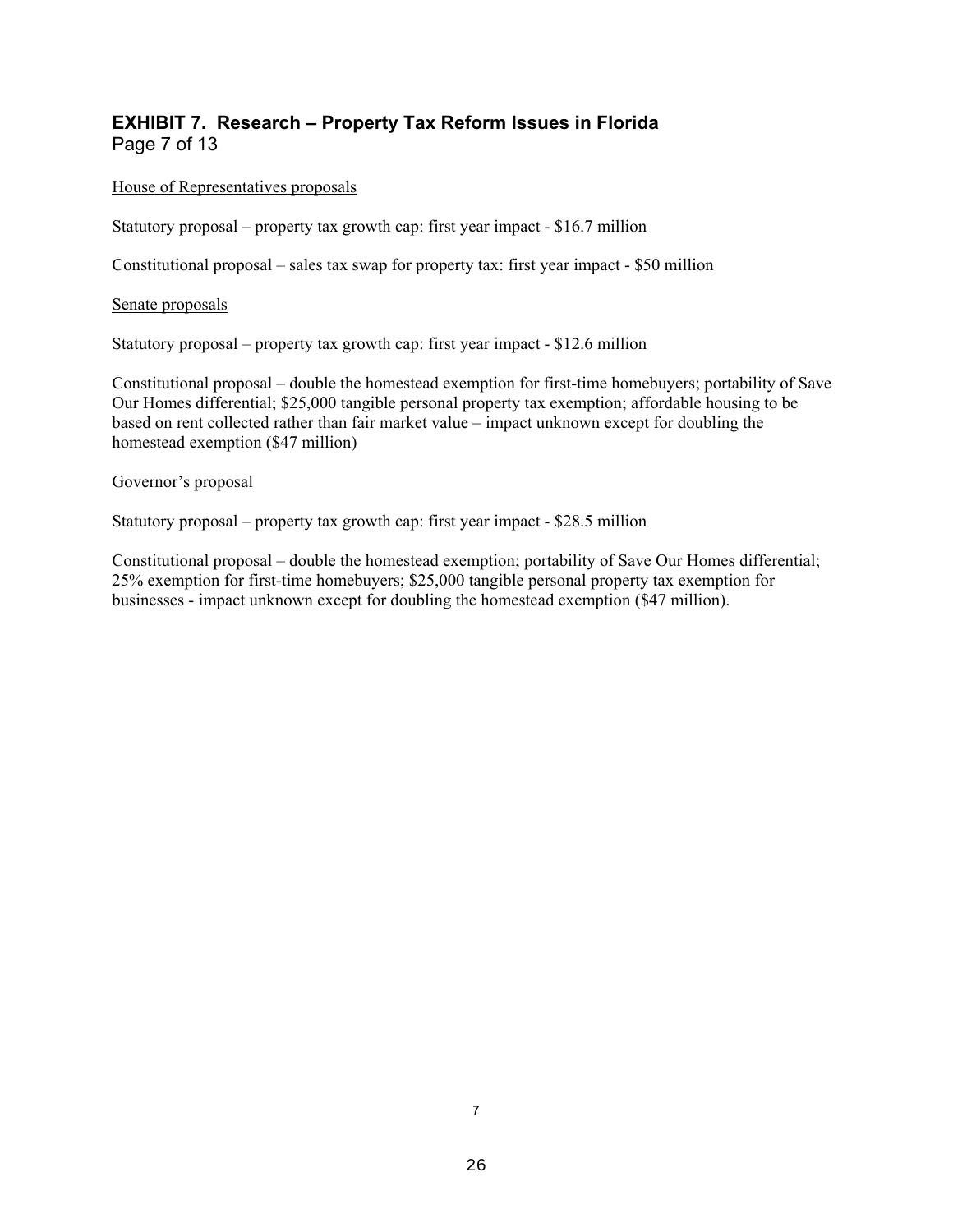## EXHIBIT 7. Research – Property Tax Reform Issues in Florida

Page 7 of 13

House of Representatives proposals

Statutory proposal – property tax growth cap: first year impact - $16.7 million

Constitutional proposal – sales tax swap for property tax: first year impact - $50 million

Senate proposals

Statutory proposal – property tax growth cap: first year impact - $12.6 million

Constitutional proposal – double the homestead exemption for first-time homebuyers; portability of Save Our Homes differential; $25,000 tangible personal property tax exemption; affordable housing to be based on rent collected rather than fair market value – impact unknown except for doubling the homestead exemption ($47 million)

Governor's proposal

Statutory proposal – property tax growth cap: first year impact - $28.5 million

Constitutional proposal – double the homestead exemption; portability of Save Our Homes differential; 25% exemption for first-time homebuyers; $25,000 tangible personal property tax exemption for businesses - impact unknown except for doubling the homestead exemption ($47 million).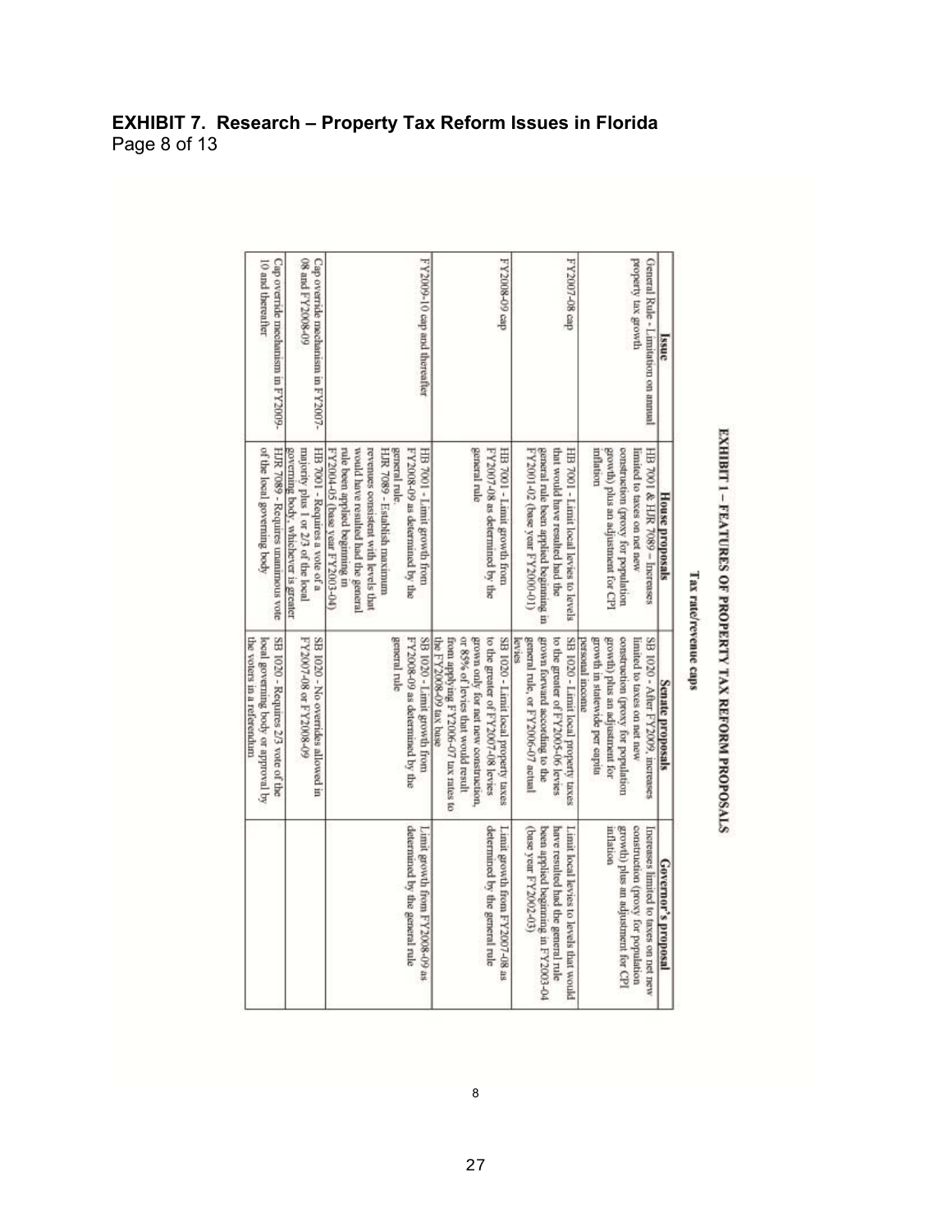# EXHIBIT 7. Research – Property Tax Reform Issues in Florida

Page 8 of 13

## EXHIBIT 1 – FEATURES OF PROPERTY TAX REFORM PROPOSALS

### Tax rate/revenue caps

| Issue | House proposals | Senate proposals | Governor's proposal |
|---|---|---|---|
| General Rule - Limitation on annual property tax growth | HB 7001 & HJR 7089 – Increases limited to taxes on net new construction (proxy for population growth) plus an adjustment for CPI inflation | SB 1020 - After FY2009, increases limited to taxes on net new construction (proxy for population growth) plus an adjustment for growth in statewide per capita personal income | Increases limited to taxes on net new construction (proxy for population growth) plus an adjustment for CPI inflation |
| FY2007-08 cap | HB 7001 - Limit local levies to levels that would have resulted had the general rule been applied beginning in FY2001-02 (base year FY2000-01) | SB 1020 - Limit local property taxes to the greater of FY2005-06 levies grown forward according to the general rule, or FY2006-07 actual levies | Limit local levies to levels that would have resulted had the general rule been applied beginning in FY2003-04 (base year FY2002-03) |
| FY2008-09 cap | HB 7001 - Limit growth from FY2007-08 as determined by the general rule | SB 1020 - Limit local property taxes to the greater of FY2007-08 levies grown only for net new construction, or 85% of levies that would result from applying FY2006-07 tax rates to the FY2008-09 tax base | Limit growth from FY2007-08 as determined by the general rule |
| FY2009-10 cap and thereafter | HB 7001 - Limit growth from FY2008-09 as determined by the general rule. HJR 7089 - Establish maximum revenues consistent with levels that would have resulted had the general rule been applied beginning in FY2004-05 (base year FY2003-04) | SB 1020 - Limit growth from FY2008-09 as determined by the general rule | Limit growth from FY2008-09 as determined by the general rule |
| Cap override mechanism in FY2007-08 and FY2008-09 | HB 7001 - Requires a vote of a majority plus 1 or 2/3 of the local governing body, whichever is greater | SB 1020 - No overrides allowed in FY2007-08 or FY2008-09 | |
| Cap override mechanism in FY2009-10 and thereafter | HJR 7089 - Requires unanimous vote of the local governing body | SB 1020 - Requires 2/3 vote of the local governing body or approval by the voters in a referendum | |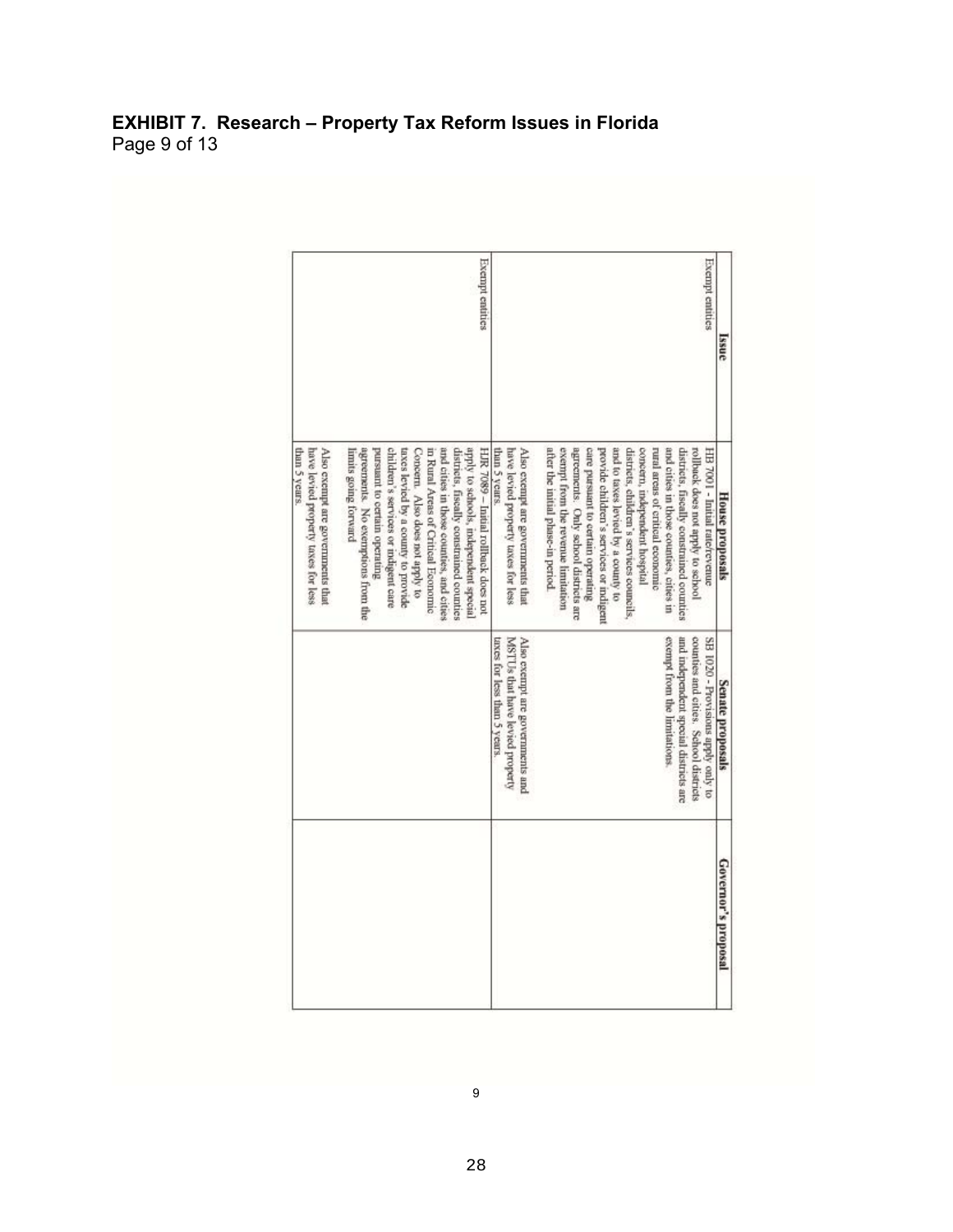**EXHIBIT 7. Research – Property Tax Reform Issues in Florida**
Page 9 of 13

| Issue | House proposals | Senate proposals | Governor's proposal |
|---|---|---|---|
| Exempt entities | HB 7001 – Initial rate/revenue rollback does not apply to school districts, fiscally constrained counties and cities in those counties, cities in rural areas of critical economic concern, independent hospital districts, children's services councils, and to taxes levied by a county to provide children's services or indigent care pursuant to certain operating agreements. Only school districts are exempt from the revenue limitation after the initial phase-in period.<br><br>Also exempt are governments that have levied property taxes for less than 5 years. | SB 1020 - Provisions apply only to counties and cities. School districts and independent special districts are exempt from the limitations.<br><br>Also exempt are governments and MSTUs that have levied property taxes for less than 5 years. | |
| Exempt entities | HJR 7089 – Initial rollback does not apply to schools, independent special districts, fiscally constrained counties and cities in those counties, and cities in Rural Areas of Critical Economic Concern. Also does not apply to taxes levied by a county to provide children's services or indigent care pursuant to certain operating agreements. No exemptions from the limits going forward<br><br>Also exempt are governments that have levied property taxes for less than 5 years. | | |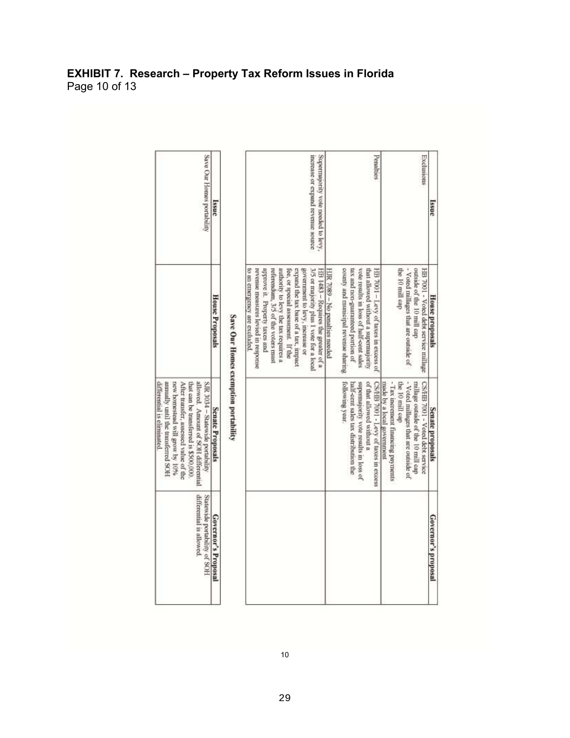# EXHIBIT 7. Research – Property Tax Reform Issues in Florida

Page 10 of 13

| Issue | House proposals | Senate proposals | Governor's proposal |
| --- | --- | --- | --- |
| Exclusions | HB 7001 - Voted debt service millage outside of the 10 mill cap<br>- Voted millages that are outside of the 10 mill cap | CS/HB 7001 - Voted debt service millage outside of the 10 mill cap<br>- Voted millages that are outside of the 10 mill cap<br>- Tax increment financing payments made by a local government | |
| Penalties | HB 7001 – Levy of taxes in excess of that allowed without a supermajority vote results in loss of half-cent sales tax and non-guaranteed portion of county and municipal revenue sharing | CS/HB 7001 - Levy of taxes in excess of that allowed without a supermajority vote results in loss of half-cent sales tax distribution the following year. | |
| | HJR 7089 – No penalties needed | | |
| Supermajority vote needed to levy, increase or expand revenue source | HB 1483 – Requires the greater of a 3/5 or majority plus 1 vote for a local government to levy, increase or expand the tax base of a tax, impact fee, or special assessment. If the authority to levy the tax requires a referendum, 3/5 of the voters must approve it. Property taxes and revenue measures levied in response to an emergency are excluded. | | |

## Save Our Homes exemption portability

| Issue | House Proposals | Senate Proposals | Governor's Proposal |
| --- | --- | --- | --- |
| Save Our Homes portability | | SJR 3034 – Statewide portability allowed. Amount of SOH differential that can be transferred is $500,000. After transfer, assessed value of the new homestead will grow by 10% annually until the transferred SOH differential is eliminated. | Statewide portability of SOH differential is allowed. |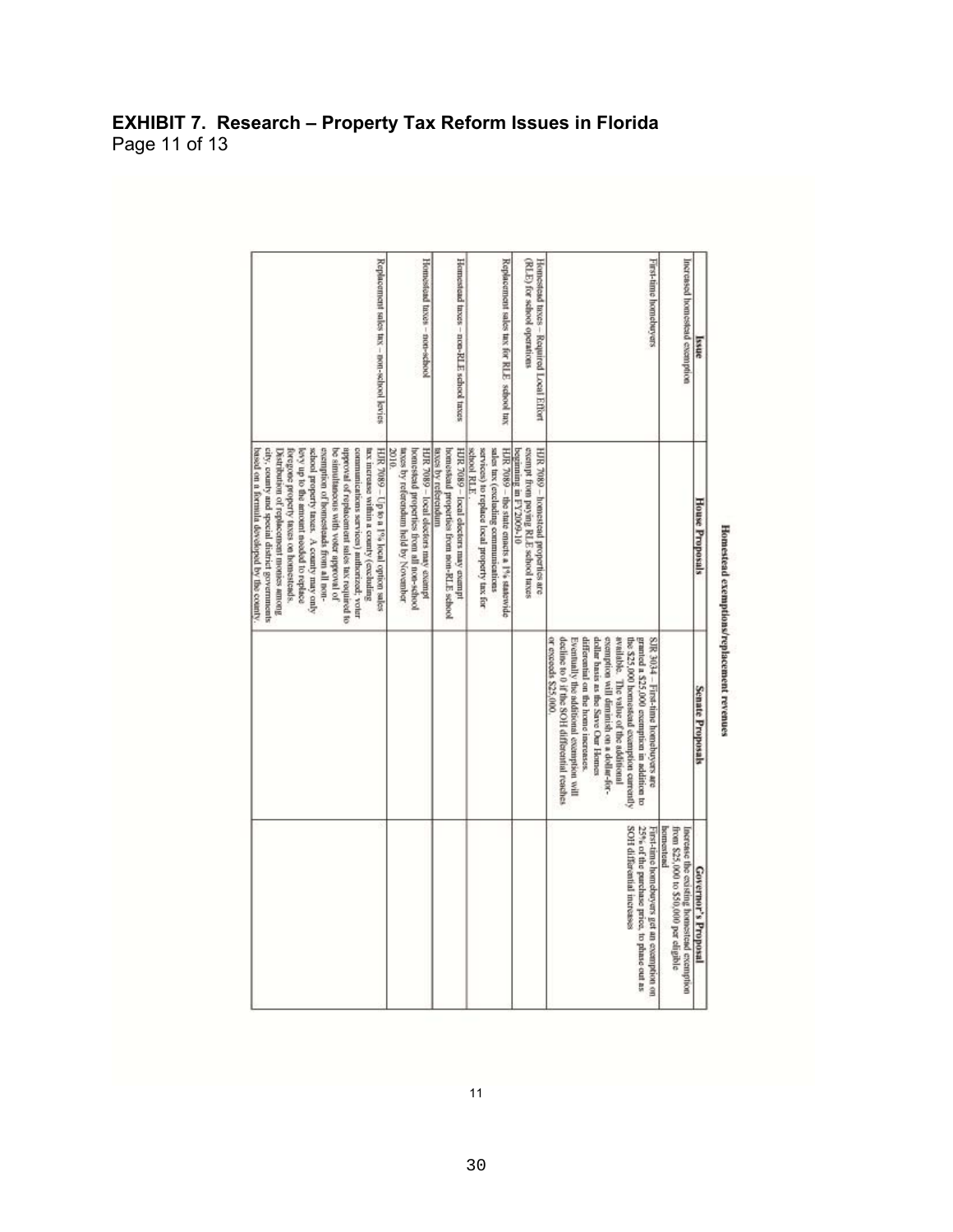# EXHIBIT 7. Research – Property Tax Reform Issues in Florida

Page 11 of 13

**Homestead exemptions/replacement revenues**

| Issue | House Proposals | Senate Proposals | Governor's Proposal |
|---|---|---|---|
| Increased homestead exemption | | | Increase the existing homestead exemption from $25,000 to $50,000 per eligible homestead |
| First-time homebuyers | | SJR 3034 – First-time homebuyers are granted a $25,000 exemption in addition to the $25,000 homestead exemption currently available. The value of the additional exemption will diminish on a dollar-for-dollar basis as the Save Our Homes differential on the home increases. Eventually the additional exemption will decline to 0 if the SOH differential reaches or exceeds $25,000. | First-time homebuyers get an exemption on 25% of the purchase price, to phase out as SOH differential increases |
| Homestead taxes – Required Local Effort (RLE) for school operations | HJR 7089 – homestead properties are exempt from paying RLE school taxes beginning in FY2009-10 | | |
| Replacement sales tax for RLE school tax | HJR 7089 – the state enacts a 1% statewide sales tax (excluding communications services) to replace local property tax for school RLE | | |
| Homestead taxes – non-RLE school taxes | HJR 7089 – local electors may exempt homestead properties from non-RLE school taxes by referendum | | |
| Homestead taxes – non-school | HJR 7089 – local electors may exempt homestead properties from all non-school taxes by referendum held by November 2010. | | |
| Replacement sales tax – non-school levies | HJR 7089 – Up to a 1% local option sales tax increase within a county (excluding communications services) authorized; voter approval of replacement sales tax required to be simultaneous with voter approval of exemption of homesteads from all non-school property taxes. A county may only levy up to the amount needed to replace foregone property taxes on homesteads. Distribution of replacement monies among city, county and special district governments based on a formula developed by the county. | | |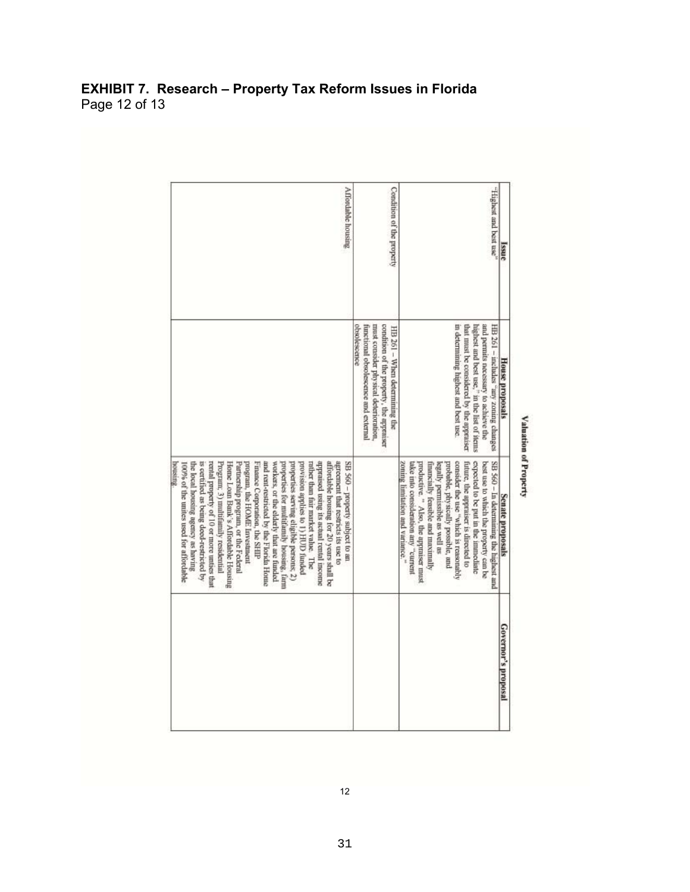# EXHIBIT 7. Research – Property Tax Reform Issues in Florida

Page 12 of 13

**Valuation of Property**

| Issue | House proposals | Senate proposals | Governor's proposal |
|---|---|---|---|
| "Highest and best use" | HB 261 – includes "any zoning changes and permits necessary to achieve the highest and best use," in the list of items that must be considered by the appraiser in determining highest and best use. | SB 560 – In determining the highest and best use to which the property can be expected to be put in the immediate future, the appraiser is directed to consider the use "which is reasonably probable, physically possible, and legally permissible as well as financially feasible and maximally productive." Also, the appraiser must take into consideration any "current zoning limitation and variance." | |
| Condition of the property | HB 261 – When determining the condition of the property, the appraiser must consider physical deterioration, functional obsolescence and external obsolescence | | |
| Affordable housing | | SB 560 – property subject to an agreement that restricts its use to affordable housing for 20 years shall be appraised using its actual rental income rather than fair market value. The provision applies to 1) HUD funded properties serving eligible persons; 2) properties for multifamily housing, farm workers, or the elderly that are funded and rent-restricted by the Florida Home Finance Corporation, the SHIP program, the HOME Investment Partnership program, or the Federal Home Loan Bank's Affordable Housing Program; 3) multifamily residential rental property of 10 or more unties that is certified as being deed-restricted by the local housing agency as having 100% of the unites used for affordable housing. | |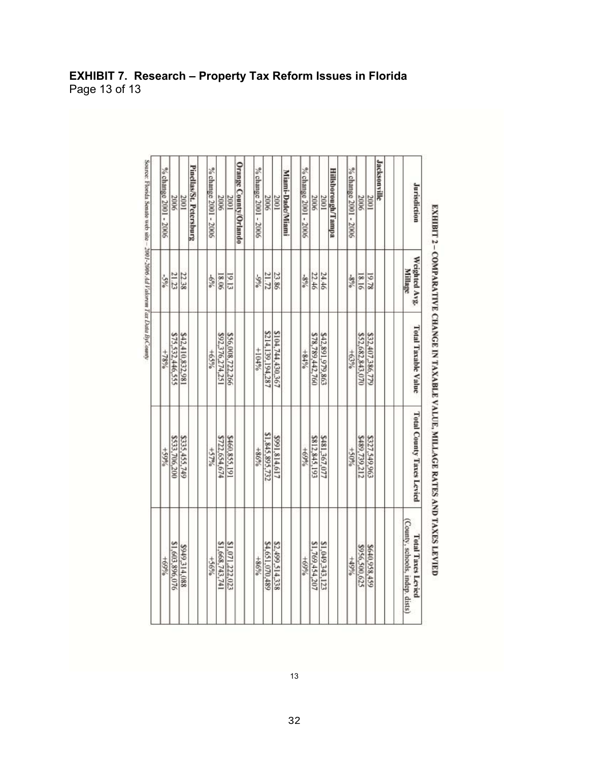# EXHIBIT 7. Research – Property Tax Reform Issues in Florida

Page 13 of 13

## EXHIBIT 2 – COMPARATIVE CHANGE IN TAXABLE VALUE, MILLAGE RATES AND TAXES LEVIED

| Jurisdiction | Weighted Avg. Millage | Total Taxable Value | Total County Taxes Levied | Total Taxes Levied (County, schools, indep. dists) |
|---|---|---|---|---|
| **Jacksonville** | | | | |
| 2001 | 19.78 | $32,407,386,779 | $327,549,963 | $640,958,459 |
| 2006 | 18.16 | $52,682,843,070 | $489,739,212 | $956,500,625 |
| % change 2001 - 2006 | -8% | +63% | +50% | +49% |
| **Hillsborough/Tampa** | | | | |
| 2001 | 24.46 | $42,891,979,863 | $481,367,077 | $1,049,343,123 |
| 2006 | 22.46 | $78,789,442,760 | $812,845,193 | $1,769,454,207 |
| % change 2001 - 2006 | -8% | +84% | +69% | +69% |
| **Miami-Dade/Miami** | | | | |
| 2001 | 23.86 | $104,744,430,367 | $991,814,617 | $2,499,514,338 |
| 2006 | 21.72 | $214,139,194,287 | $1,845,895,732 | $4,651,070,489 |
| % change 2001 - 2006 | -9% | +104% | +86% | +86% |
| **Orange County/Orlando** | | | | |
| 2001 | 19.13 | $56,008,722,266 | $460,855,191 | $1,071,222,023 |
| 2006 | 18.06 | $92,376,274,251 | $722,654,674 | $1,668,743,741 |
| % change 2001 - 2006 | -6% | +65% | +57% | +56% |
| **Pinellas/St. Petersburg** | | | | |
| 2001 | 22.38 | $42,410,832,981 | $335,455,749 | $949,314,088 |
| 2006 | 21.23 | $75,532,446,555 | $533,706,200 | $1,603,896,076 |
| % change 2001 - 2006 | -5% | +78% | +59% | +69% |

Source: Florida Senate web site – *2001-2006 Ad Valorem Tax Data ByCounty*